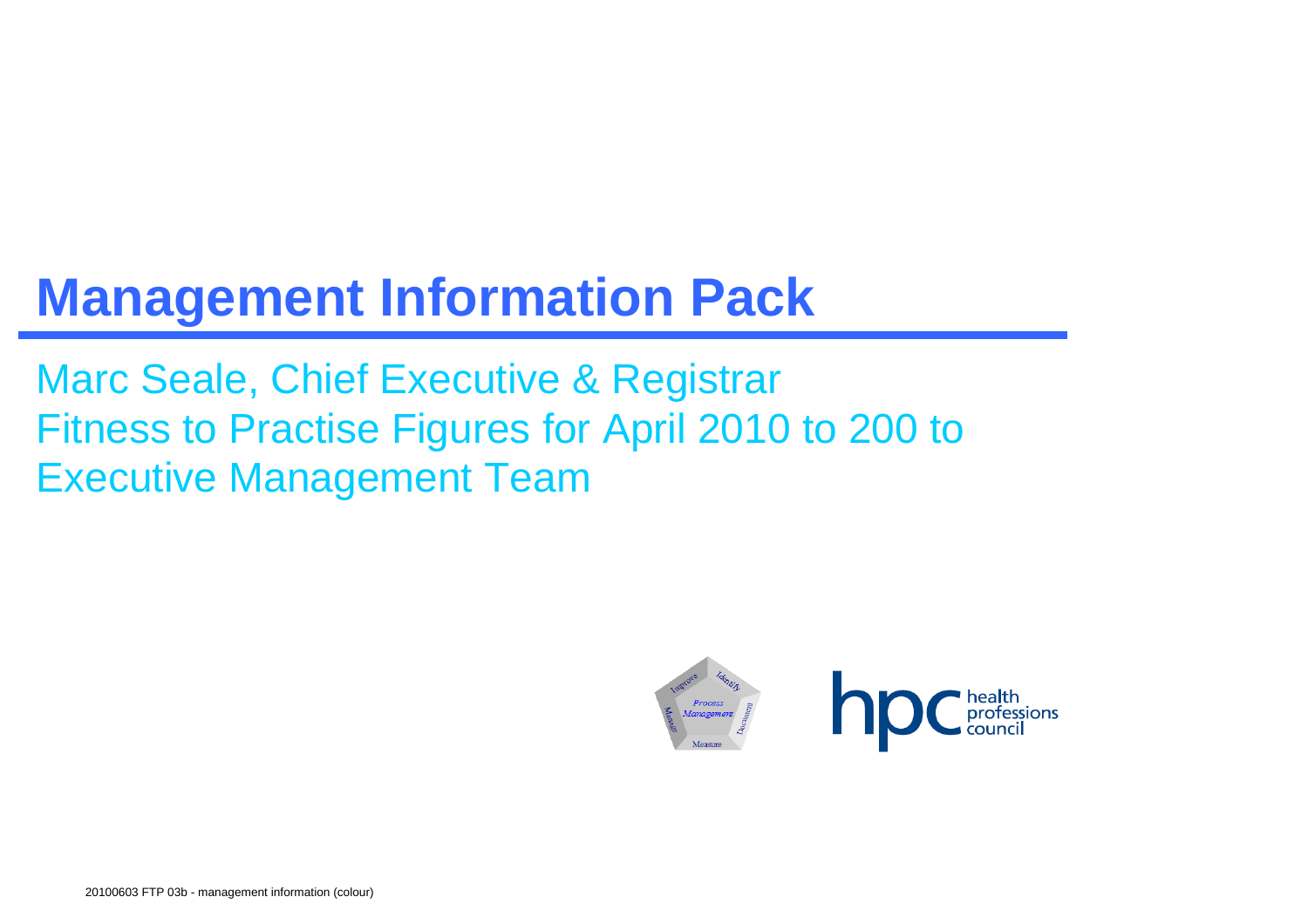# Management Information Pack

Marc Seale, Chief Executive & Registrar
Fitness to Practise Figures for April 2010 to 200 to
Executive Management Team

20100603 FTP 03b - management information (colour)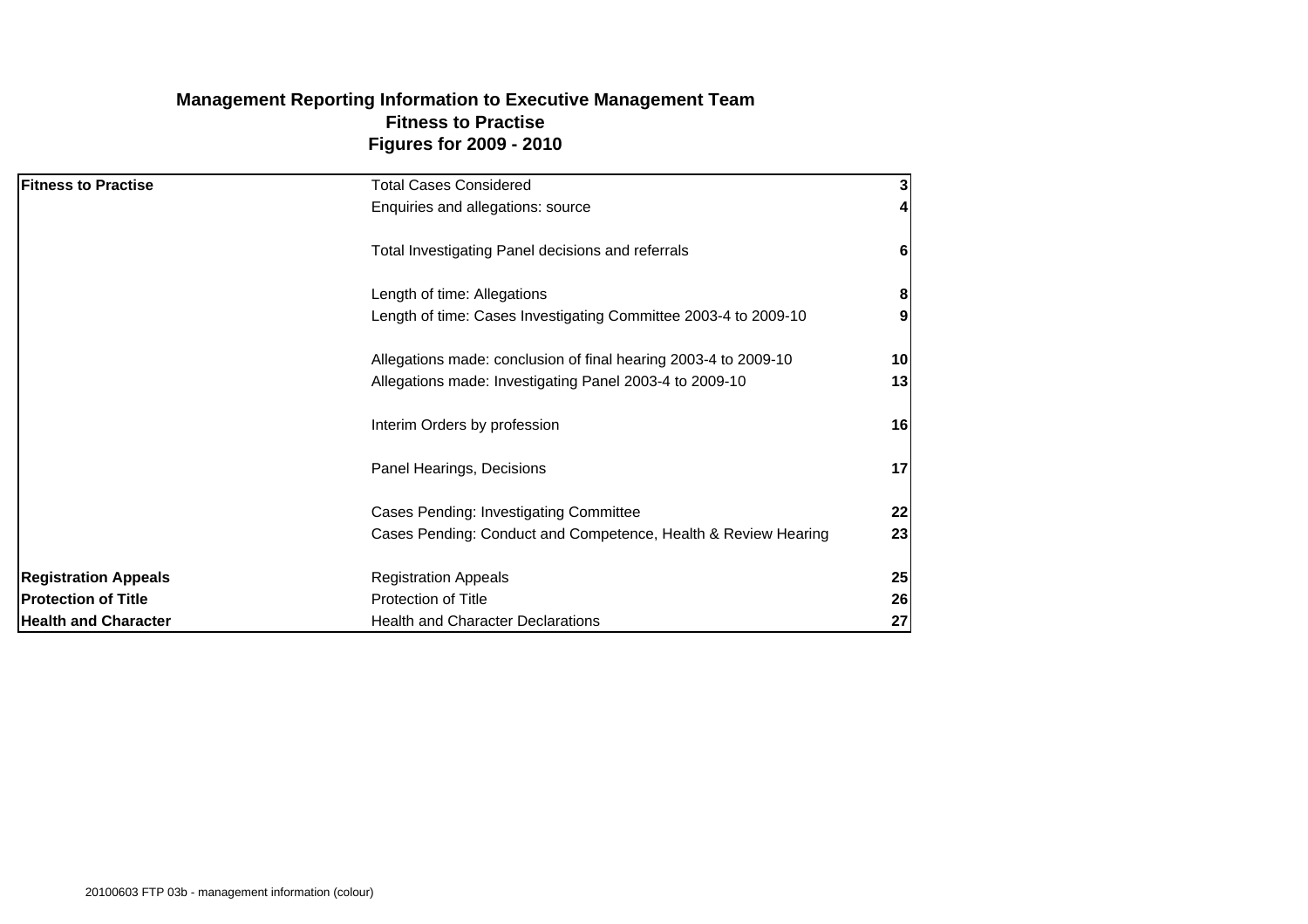# Management Reporting Information to Executive Management Team
## Fitness to Practise
## Figures for 2009 - 2010

| | | |
|---|---|---|
| **Fitness to Practise** | Total Cases Considered | **3** |
| | Enquiries and allegations: source | **4** |
| | | |
| | Total Investigating Panel decisions and referrals | **6** |
| | | |
| | Length of time: Allegations | **8** |
| | Length of time: Cases Investigating Committee 2003-4 to 2009-10 | **9** |
| | | |
| | Allegations made: conclusion of final hearing 2003-4 to 2009-10 | **10** |
| | Allegations made: Investigating Panel 2003-4 to 2009-10 | **13** |
| | | |
| | Interim Orders by profession | **16** |
| | | |
| | Panel Hearings, Decisions | **17** |
| | | |
| | Cases Pending: Investigating Committee | **22** |
| | Cases Pending: Conduct and Competence, Health & Review Hearing | **23** |
| | | |
| **Registration Appeals** | Registration Appeals | **25** |
| **Protection of Title** | Protection of Title | **26** |
| **Health and Character** | Health and Character Declarations | **27** |

20100603 FTP 03b - management information (colour)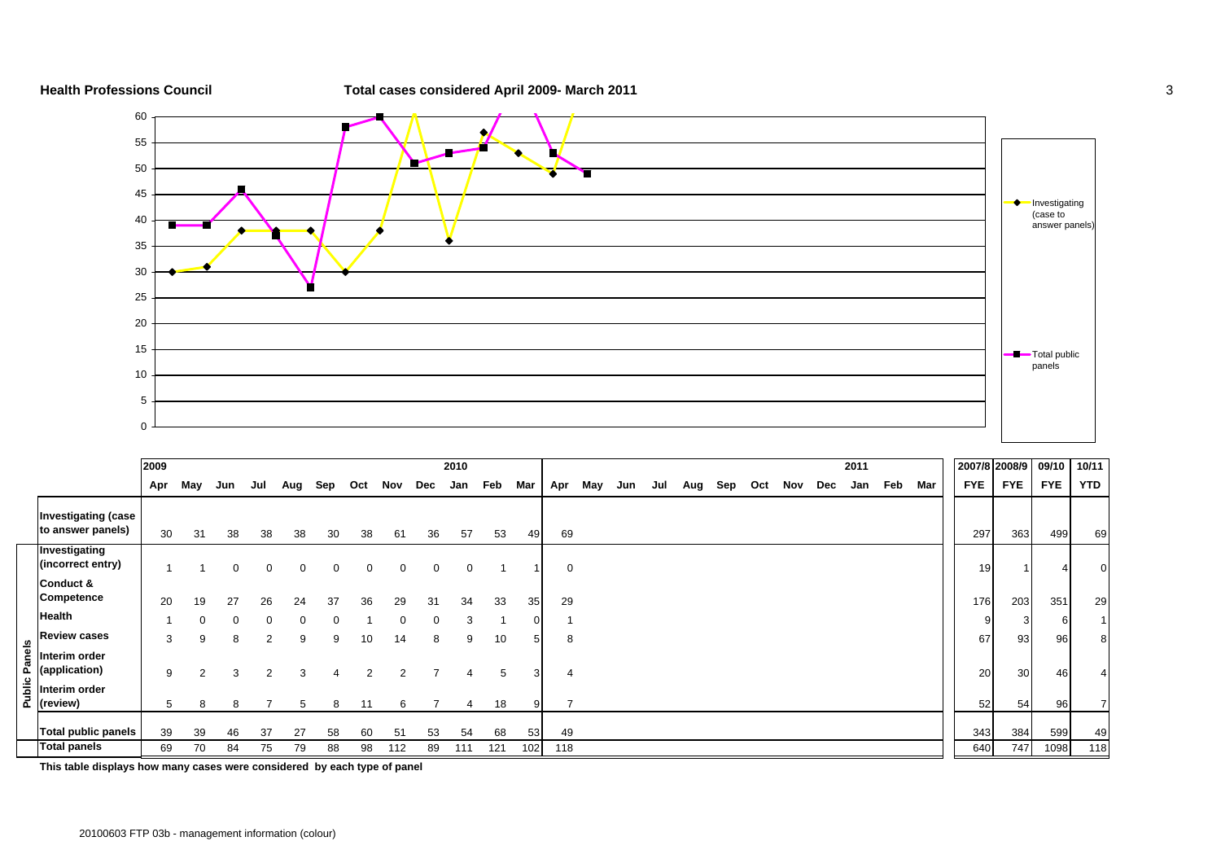**Health Professions Council** **Total cases considered April 2009- March 2011**

| | | 2009 | | | | | | | | | 2010 | | | | | | | | | | | | | 2011 | | | | 2007/8 | 2008/9 | 09/10 | 10/11 |
|---|---|---|---|---|---|---|---|---|---|---|---|---|---|---|---|---|---|---|---|---|---|---|---|---|---|---|---|---|---|---|---|
| | | Apr | May | Jun | Jul | Aug | Sep | Oct | Nov | Dec | Jan | Feb | Mar | Apr | May | Jun | Jul | Aug | Sep | Oct | Nov | Dec | Jan | Feb | Mar | FYE | FYE | FYE | YTD |
| | Investigating (case to answer panels) | 30 | 31 | 38 | 38 | 38 | 30 | 38 | 61 | 36 | 57 | 53 | 49 | 69 | | | | | | | | | | | | 297 | 363 | 499 | 69 |
| Public Panels | Investigating (incorrect entry) | 1 | 1 | 0 | 0 | 0 | 0 | 0 | 0 | 0 | 0 | 1 | 1 | 0 | | | | | | | | | | | | 19 | 1 | 4 | 0 |
| | Conduct & Competence | 20 | 19 | 27 | 26 | 24 | 37 | 36 | 29 | 31 | 34 | 33 | 35 | 29 | | | | | | | | | | | | 176 | 203 | 351 | 29 |
| | Health | 1 | 0 | 0 | 0 | 0 | 0 | 1 | 0 | 0 | 3 | 1 | 0 | 1 | | | | | | | | | | | | 9 | 3 | 6 | 1 |
| | Review cases | 3 | 9 | 8 | 2 | 9 | 9 | 10 | 14 | 8 | 9 | 10 | 5 | 8 | | | | | | | | | | | | 67 | 93 | 96 | 8 |
| | Interim order (application) | 9 | 2 | 3 | 2 | 3 | 4 | 2 | 2 | 7 | 4 | 5 | 3 | 4 | | | | | | | | | | | | 20 | 30 | 46 | 4 |
| | Interim order (review) | 5 | 8 | 8 | 7 | 5 | 8 | 11 | 6 | 7 | 4 | 18 | 9 | 7 | | | | | | | | | | | | 52 | 54 | 96 | 7 |
| | Total public panels | 39 | 39 | 46 | 37 | 27 | 58 | 60 | 51 | 53 | 54 | 68 | 53 | 49 | | | | | | | | | | | | 343 | 384 | 599 | 49 |
| | Total panels | 69 | 70 | 84 | 75 | 79 | 88 | 98 | 112 | 89 | 111 | 121 | 102 | 118 | | | | | | | | | | | | 640 | 747 | 1098 | 118 |

This table displays how many cases were considered by each type of panel

20100603 FTP 03b - management information (colour)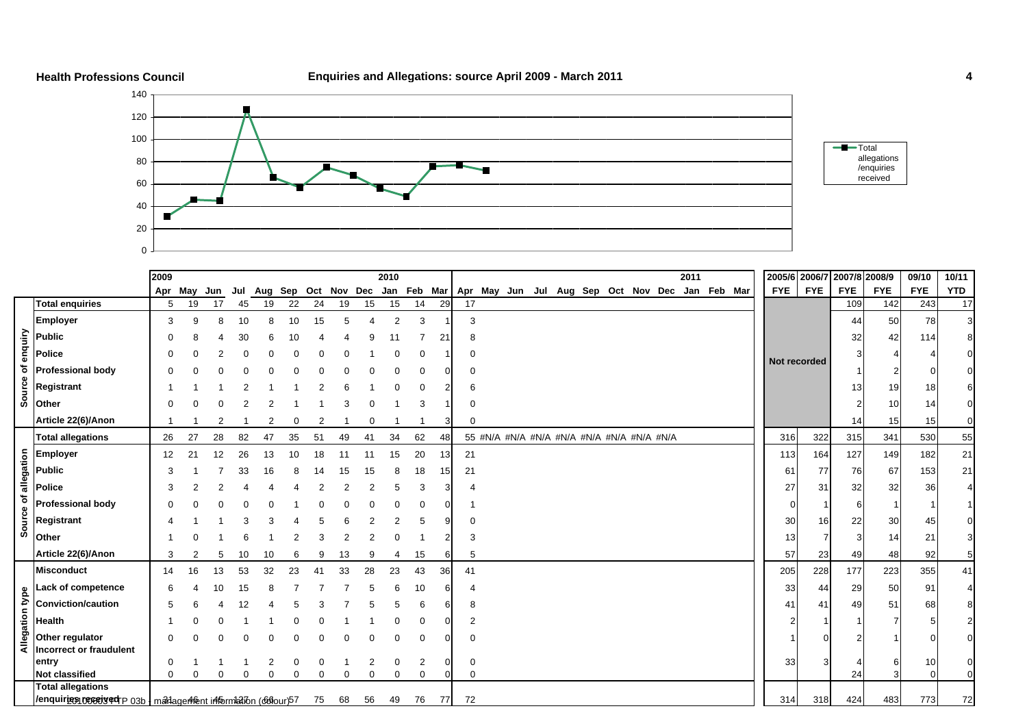**Health Professions Council**

## Enquiries and Allegations: source April 2009 - March 2011

| | | 2009 | | | | | | | | | 2010 | | | | | | | | | | | | 2011 | | | 2005/6 | 2006/7 | 2007/8 | 2008/9 | 09/10 | 10/11 |
|---|---|---|---|---|---|---|---|---|---|---|---|---|---|---|---|---|---|---|---|---|---|---|---|---|---|---|---|---|---|---|---|
| | | Apr | May | Jun | Jul | Aug | Sep | Oct | Nov | Dec | Jan | Feb | Mar | Apr | May | Jun | Jul | Aug | Sep | Oct | Nov | Dec | Jan | Feb | Mar | FYE | FYE | FYE | FYE | FYE | YTD |
| Source of enquiry | Total enquiries | 5 | 19 | 17 | 45 | 19 | 22 | 24 | 19 | 15 | 15 | 14 | 29 | 17 | | | | | | | | | | | | Not recorded | | 109 | 142 | 243 | 17 |
| | Employer | 3 | 9 | 8 | 10 | 8 | 10 | 15 | 5 | 4 | 2 | 3 | 1 | 3 | | | | | | | | | | | | | | 44 | 50 | 78 | 3 |
| | Public | 0 | 8 | 4 | 30 | 6 | 10 | 4 | 4 | 9 | 11 | 7 | 21 | 8 | | | | | | | | | | | | | | 32 | 42 | 114 | 8 |
| | Police | 0 | 0 | 2 | 0 | 0 | 0 | 0 | 0 | 1 | 0 | 0 | 1 | 0 | | | | | | | | | | | | | | 3 | 4 | 4 | 0 |
| | Professional body | 0 | 0 | 0 | 0 | 0 | 0 | 0 | 0 | 0 | 0 | 0 | 0 | 0 | | | | | | | | | | | | | | 1 | 2 | 0 | 0 |
| | Registrant | 1 | 1 | 1 | 2 | 1 | 1 | 2 | 6 | 1 | 0 | 0 | 2 | 6 | | | | | | | | | | | | | | 13 | 19 | 18 | 6 |
| | Other | 0 | 0 | 0 | 2 | 2 | 1 | 1 | 3 | 0 | 1 | 3 | 1 | 0 | | | | | | | | | | | | | | 2 | 10 | 14 | 0 |
| | Article 22(6)/Anon | 1 | 1 | 2 | 1 | 2 | 0 | 2 | 1 | 0 | 1 | 1 | 3 | 0 | | | | | | | | | | | | | | 14 | 15 | 15 | 0 |
| Source of allegation | Total allegations | 26 | 27 | 28 | 82 | 47 | 35 | 51 | 49 | 41 | 34 | 62 | 48 | 55 | #N/A | #N/A | #N/A | #N/A | #N/A | #N/A | #N/A | #N/A | | | | 316 | 322 | 315 | 341 | 530 | 55 |
| | Employer | 12 | 21 | 12 | 26 | 13 | 10 | 18 | 11 | 11 | 15 | 20 | 13 | 21 | | | | | | | | | | | | 113 | 164 | 127 | 149 | 182 | 21 |
| | Public | 3 | 1 | 7 | 33 | 16 | 8 | 14 | 15 | 15 | 8 | 18 | 15 | 21 | | | | | | | | | | | | 61 | 77 | 76 | 67 | 153 | 21 |
| | Police | 3 | 2 | 2 | 4 | 4 | 4 | 2 | 2 | 2 | 5 | 3 | 3 | 4 | | | | | | | | | | | | 27 | 31 | 32 | 32 | 36 | 4 |
| | Professional body | 0 | 0 | 0 | 0 | 0 | 1 | 0 | 0 | 0 | 0 | 0 | 0 | 1 | | | | | | | | | | | | 0 | 1 | 6 | 1 | 1 | 1 |
| | Registrant | 4 | 1 | 1 | 3 | 3 | 4 | 5 | 6 | 2 | 2 | 5 | 9 | 0 | | | | | | | | | | | | 30 | 16 | 22 | 30 | 45 | 0 |
| | Other | 1 | 0 | 1 | 6 | 1 | 2 | 3 | 2 | 2 | 0 | 1 | 2 | 3 | | | | | | | | | | | | 13 | 7 | 3 | 14 | 21 | 3 |
| | Article 22(6)/Anon | 3 | 2 | 5 | 10 | 10 | 6 | 9 | 13 | 9 | 4 | 15 | 6 | 5 | | | | | | | | | | | | 57 | 23 | 49 | 48 | 92 | 5 |
| Allegation type | Misconduct | 14 | 16 | 13 | 53 | 32 | 23 | 41 | 33 | 28 | 23 | 43 | 36 | 41 | | | | | | | | | | | | 205 | 228 | 177 | 223 | 355 | 41 |
| | Lack of competence | 6 | 4 | 10 | 15 | 8 | 7 | 7 | 7 | 5 | 6 | 10 | 6 | 4 | | | | | | | | | | | | 33 | 44 | 29 | 50 | 91 | 4 |
| | Conviction/caution | 5 | 6 | 4 | 12 | 4 | 5 | 3 | 7 | 5 | 5 | 6 | 6 | 8 | | | | | | | | | | | | 41 | 41 | 49 | 51 | 68 | 8 |
| | Health | 1 | 0 | 0 | 1 | 1 | 0 | 0 | 1 | 1 | 0 | 0 | 0 | 2 | | | | | | | | | | | | 2 | 1 | 1 | 7 | 5 | 2 |
| | Other regulator | 0 | 0 | 0 | 0 | 0 | 0 | 0 | 0 | 0 | 0 | 0 | 0 | 0 | | | | | | | | | | | | 1 | 0 | 2 | 1 | 0 | 0 |
| | Incorrect or fraudulent entry | 0 | 1 | 1 | 1 | 2 | 0 | 0 | 1 | 2 | 0 | 2 | 0 | 0 | | | | | | | | | | | | 33 | 3 | 4 | 6 | 10 | 0 |
| | Not classified | 0 | 0 | 0 | 0 | 0 | 0 | 0 | 0 | 0 | 0 | 0 | 0 | 0 | | | | | | | | | | | | | | 24 | 3 | 0 | 0 |
| | Total allegations /enquiries received | 31 | 46 | 45 | 127 | 66 | 57 | 75 | 68 | 56 | 49 | 76 | 77 | 72 | | | | | | | | | | | | 314 | 318 | 424 | 483 | 773 | 72 |

20100603 FTP 03b : management information (colour)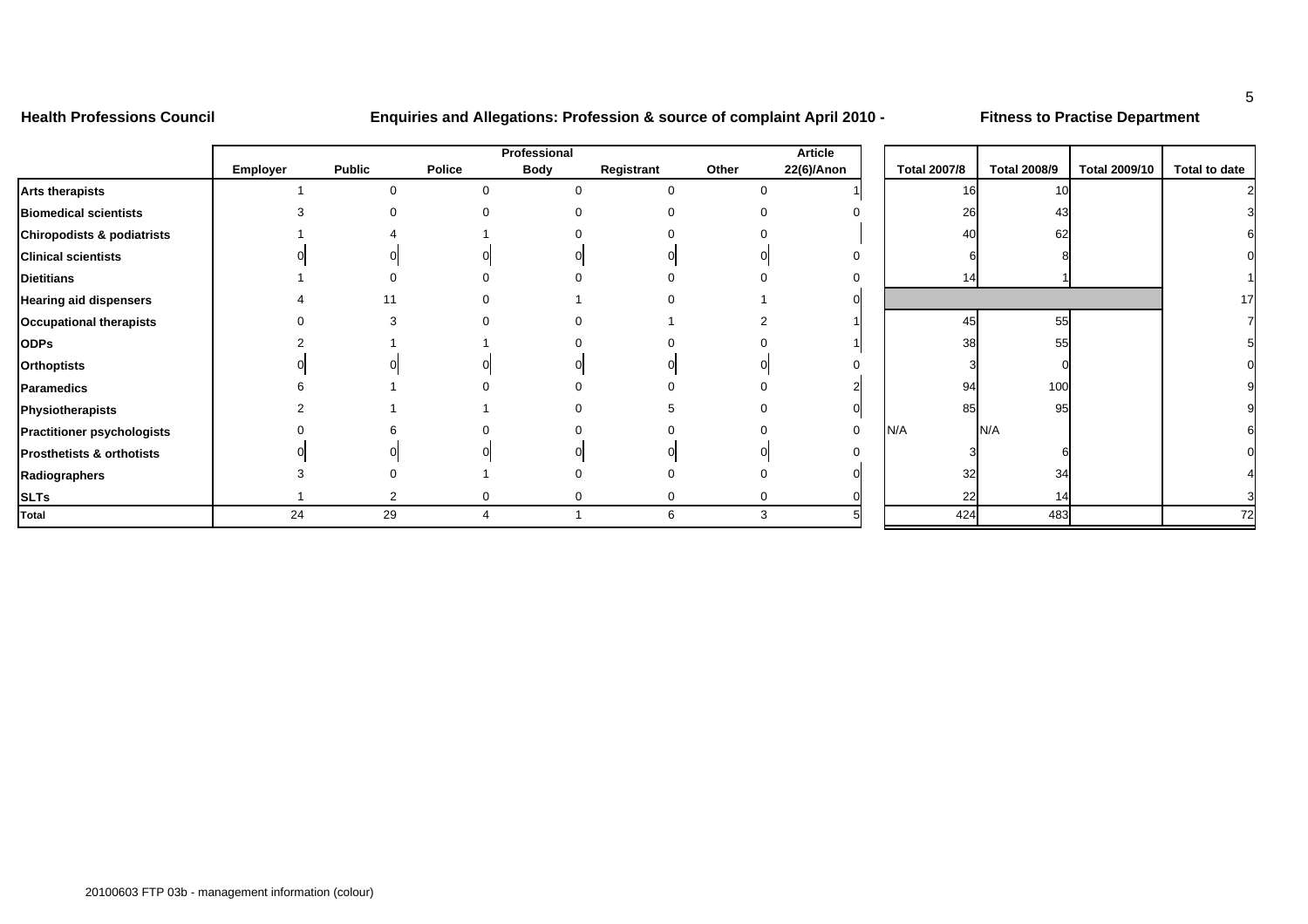**Health Professions Council** | **Enquiries and Allegations: Profession & source of complaint April 2010 -** | **Fitness to Practise Department**

| | Employer | Public | Police | Professional Body | Registrant | Other | Article 22(6)/Anon | Total 2007/8 | Total 2008/9 | Total 2009/10 | Total to date |
|---|---|---|---|---|---|---|---|---|---|---|---|
| **Arts therapists** | 1 | 0 | 0 | 0 | 0 | 0 | 1 | 16 | 10 | | 2 |
| **Biomedical scientists** | 3 | 0 | 0 | 0 | 0 | 0 | 0 | 26 | 43 | | 3 |
| **Chiropodists & podiatrists** | 1 | 4 | 1 | 0 | 0 | 0 | | 40 | 62 | | 6 |
| **Clinical scientists** | 0 | 0 | 0 | 0 | 0 | 0 | 0 | 6 | 8 | | 0 |
| **Dietitians** | 1 | 0 | 0 | 0 | 0 | 0 | 0 | 14 | 1 | | 1 |
| **Hearing aid dispensers** | 4 | 11 | 0 | 1 | 0 | 1 | 0 | | | | 17 |
| **Occupational therapists** | 0 | 3 | 0 | 0 | 1 | 2 | 1 | 45 | 55 | | 7 |
| **ODPs** | 2 | 1 | 1 | 0 | 0 | 0 | 1 | 38 | 55 | | 5 |
| **Orthoptists** | 0 | 0 | 0 | 0 | 0 | 0 | 0 | 3 | 0 | | 0 |
| **Paramedics** | 6 | 1 | 0 | 0 | 0 | 0 | 2 | 94 | 100 | | 9 |
| **Physiotherapists** | 2 | 1 | 1 | 0 | 5 | 0 | 0 | 85 | 95 | | 9 |
| **Practitioner psychologists** | 0 | 6 | 0 | 0 | 0 | 0 | 0 | N/A | N/A | | 6 |
| **Prosthetists & orthotists** | 0 | 0 | 0 | 0 | 0 | 0 | 0 | 3 | 6 | | 0 |
| **Radiographers** | 3 | 0 | 1 | 0 | 0 | 0 | 0 | 32 | 34 | | 4 |
| **SLTs** | 1 | 2 | 0 | 0 | 0 | 0 | 0 | 22 | 14 | | 3 |
| **Total** | 24 | 29 | 4 | 1 | 6 | 3 | 5 | 424 | 483 | | 72 |

20100603 FTP 03b - management information (colour)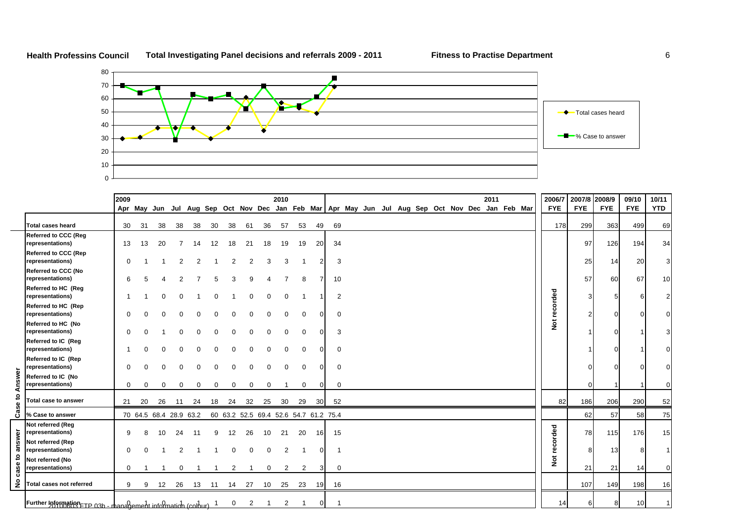**Health Professins Council** **Total Investigating Panel decisions and referrals 2009 - 2011** **Fitness to Practise Department**

| | 2009 Apr | May | Jun | Jul | Aug | Sep | Oct | Nov | Dec | 2010 Jan | Feb | Mar | Apr | May | Jun | Jul | Aug | Sep | Oct | Nov | Dec | 2011 Jan | Feb | Mar | 2006/7 FYE | 2007/8 FYE | 2008/9 FYE | 09/10 FYE | 10/11 YTD |
|---|---|---|---|---|---|---|---|---|---|---|---|---|---|---|---|---|---|---|---|---|---|---|---|---|---|---|---|---|---|
| **Total cases heard** | 30 | 31 | 38 | 38 | 38 | 30 | 38 | 61 | 36 | 57 | 53 | 49 | 69 | | | | | | | | | | | | 178 | 299 | 363 | 499 | 69 |
| **Case to Answer** | | | | | | | | | | | | | | | | | | | | | | | | | | | | | |
| **Referred to CCC (Reg representations)** | 13 | 13 | 20 | 7 | 14 | 12 | 18 | 21 | 18 | 19 | 19 | 20 | 34 | | | | | | | | | | | | Not recorded | 97 | 126 | 194 | 34 |
| **Referred to CCC (Rep representations)** | 0 | 1 | 1 | 2 | 2 | 1 | 2 | 2 | 3 | 3 | 1 | 2 | 3 | | | | | | | | | | | | | 25 | 14 | 20 | 3 |
| **Referred to CCC (No representations)** | 6 | 5 | 4 | 2 | 7 | 5 | 3 | 9 | 4 | 7 | 8 | 7 | 10 | | | | | | | | | | | | | 57 | 60 | 67 | 10 |
| **Referred to HC (Reg representations)** | 1 | 1 | 0 | 0 | 1 | 0 | 1 | 0 | 0 | 0 | 1 | 1 | 2 | | | | | | | | | | | | | 3 | 5 | 6 | 2 |
| **Referred to HC (Rep representations)** | 0 | 0 | 0 | 0 | 0 | 0 | 0 | 0 | 0 | 0 | 0 | 0 | 0 | | | | | | | | | | | | | 2 | 0 | 0 | 0 |
| **Referred to HC (No representations)** | 0 | 0 | 1 | 0 | 0 | 0 | 0 | 0 | 0 | 0 | 0 | 0 | 3 | | | | | | | | | | | | | 1 | 0 | 1 | 3 |
| **Referred to IC (Reg representations)** | 1 | 0 | 0 | 0 | 0 | 0 | 0 | 0 | 0 | 0 | 0 | 0 | 0 | | | | | | | | | | | | | 1 | 0 | 1 | 0 |
| **Referred to IC (Rep representations)** | 0 | 0 | 0 | 0 | 0 | 0 | 0 | 0 | 0 | 0 | 0 | 0 | 0 | | | | | | | | | | | | | 0 | 0 | 0 | 0 |
| **Referred to IC (No representations)** | 0 | 0 | 0 | 0 | 0 | 0 | 0 | 0 | 0 | 1 | 0 | 0 | 0 | | | | | | | | | | | | | 0 | 1 | 1 | 0 |
| **Total case to answer** | 21 | 20 | 26 | 11 | 24 | 18 | 24 | 32 | 25 | 30 | 29 | 30 | 52 | | | | | | | | | | | | 82 | 186 | 206 | 290 | 52 |
| **% Case to answer** | 70 | 64.5 | 68.4 | 28.9 | 63.2 | 60 | 63.2 | 52.5 | 69.4 | 52.6 | 54.7 | 61.2 | 75.4 | | | | | | | | | | | | | 62 | 57 | 58 | 75 |
| **No case to answer** | | | | | | | | | | | | | | | | | | | | | | | | | | | | | |
| **Not referred (Reg representations)** | 9 | 8 | 10 | 24 | 11 | 9 | 12 | 26 | 10 | 21 | 20 | 16 | 15 | | | | | | | | | | | | Not recorded | 78 | 115 | 176 | 15 |
| **Not referred (Rep representations)** | 0 | 0 | 1 | 2 | 1 | 1 | 0 | 0 | 0 | 2 | 1 | 0 | 1 | | | | | | | | | | | | | 8 | 13 | 8 | 1 |
| **Not referred (No representations)** | 0 | 1 | 1 | 0 | 1 | 1 | 2 | 1 | 0 | 2 | 2 | 3 | 0 | | | | | | | | | | | | | 21 | 21 | 14 | 0 |
| **Total cases not referred** | 9 | 9 | 12 | 26 | 13 | 11 | 14 | 27 | 10 | 25 | 23 | 19 | 16 | | | | | | | | | | | | | 107 | 149 | 198 | 16 |
| **Further Information** | 0 | 1 | 0 | 1 | 1 | 1 | 0 | 2 | 1 | 2 | 1 | 0 | 1 | | | | | | | | | | | | 14 | 6 | 8 | 10 | 1 |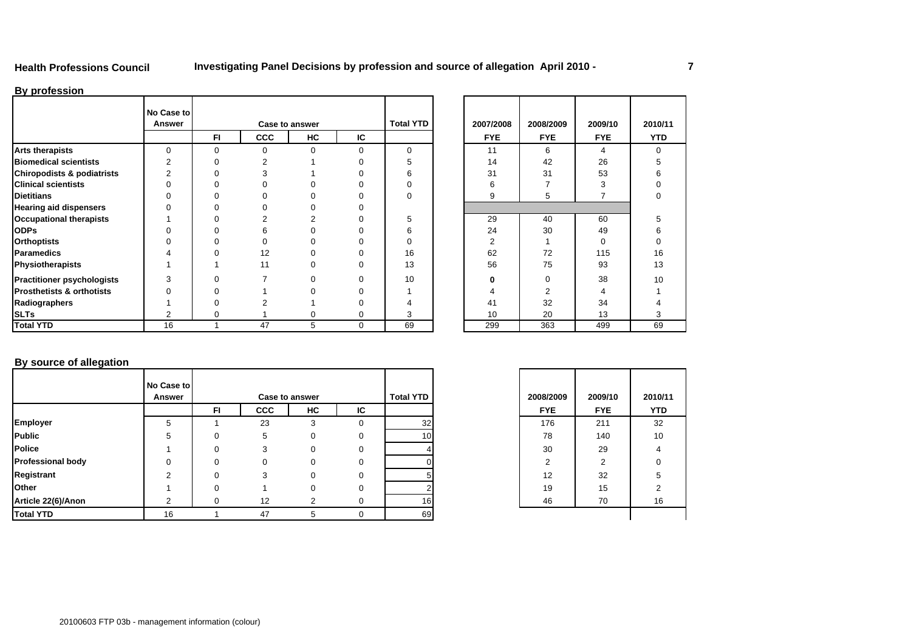**Health Professions Council** **Investigating Panel Decisions by profession and source of allegation April 2010 -**

## By profession

| | No Case to Answer | Case to answer | | | | Total YTD | 2007/2008 | 2008/2009 | 2009/10 | 2010/11 |
|---|---|---|---|---|---|---|---|---|---|---|
| | | FI | CCC | HC | IC | | FYE | FYE | FYE | YTD |
| **Arts therapists** | 0 | 0 | 0 | 0 | 0 | 0 | 11 | 6 | 4 | 0 |
| **Biomedical scientists** | 2 | 0 | 2 | 1 | 0 | 5 | 14 | 42 | 26 | 5 |
| **Chiropodists & podiatrists** | 2 | 0 | 3 | 1 | 0 | 6 | 31 | 31 | 53 | 6 |
| **Clinical scientists** | 0 | 0 | 0 | 0 | 0 | 0 | 6 | 7 | 3 | 0 |
| **Dietitians** | 0 | 0 | 0 | 0 | 0 | 0 | 9 | 5 | 7 | 0 |
| **Hearing aid dispensers** | 0 | 0 | 0 | 0 | 0 | | | | | |
| **Occupational therapists** | 1 | 0 | 2 | 2 | 0 | 5 | 29 | 40 | 60 | 5 |
| **ODPs** | 0 | 0 | 6 | 0 | 0 | 6 | 24 | 30 | 49 | 6 |
| **Orthoptists** | 0 | 0 | 0 | 0 | 0 | 0 | 2 | 1 | 0 | 0 |
| **Paramedics** | 4 | 0 | 12 | 0 | 0 | 16 | 62 | 72 | 115 | 16 |
| **Physiotherapists** | 1 | 1 | 11 | 0 | 0 | 13 | 56 | 75 | 93 | 13 |
| **Practitioner psychologists** | 3 | 0 | 7 | 0 | 0 | 10 | **0** | 0 | 38 | 10 |
| **Prosthetists & orthotists** | 0 | 0 | 1 | 0 | 0 | 1 | 4 | 2 | 4 | 1 |
| **Radiographers** | 1 | 0 | 2 | 1 | 0 | 4 | 41 | 32 | 34 | 4 |
| **SLTs** | 2 | 0 | 1 | 0 | 0 | 3 | 10 | 20 | 13 | 3 |
| **Total YTD** | 16 | 1 | 47 | 5 | 0 | 69 | 299 | 363 | 499 | 69 |

## By source of allegation

| | No Case to Answer | Case to answer | | | | Total YTD | 2008/2009 | 2009/10 | 2010/11 |
|---|---|---|---|---|---|---|---|---|---|
| | | FI | CCC | HC | IC | | FYE | FYE | YTD |
| **Employer** | 5 | 1 | 23 | 3 | 0 | 32 | 176 | 211 | 32 |
| **Public** | 5 | 0 | 5 | 0 | 0 | 10 | 78 | 140 | 10 |
| **Police** | 1 | 0 | 3 | 0 | 0 | 4 | 30 | 29 | 4 |
| **Professional body** | 0 | 0 | 0 | 0 | 0 | 0 | 2 | 2 | 0 |
| **Registrant** | 2 | 0 | 3 | 0 | 0 | 5 | 12 | 32 | 5 |
| **Other** | 1 | 0 | 1 | 0 | 0 | 2 | 19 | 15 | 2 |
| **Article 22(6)/Anon** | 2 | 0 | 12 | 2 | 0 | 16 | 46 | 70 | 16 |
| **Total YTD** | 16 | 1 | 47 | 5 | 0 | 69 | | | |

20100603 FTP 03b - management information (colour)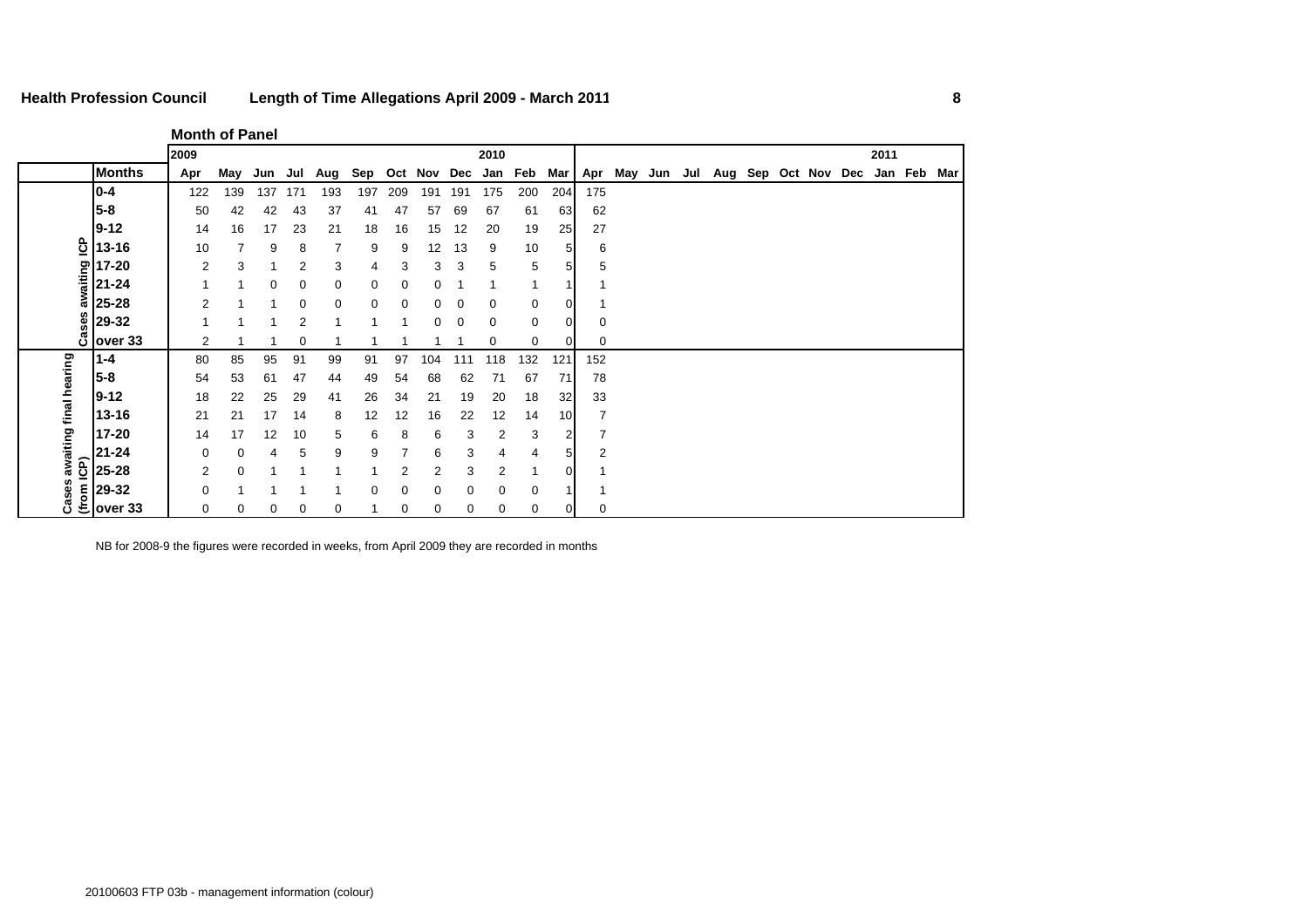**Health Profession Council** **Length of Time Allegations April 2009 - March 2011**

**Month of Panel**

| | | 2009 | | | | | | | | | 2010 | | | | | | | | | | | | | 2011 | | |
|---|---|---|---|---|---|---|---|---|---|---|---|---|---|---|---|---|---|---|---|---|---|---|---|---|---|---|
| | **Months** | Apr | May | Jun | Jul | Aug | Sep | Oct | Nov | Dec | Jan | Feb | Mar | Apr | May | Jun | Jul | Aug | Sep | Oct | Nov | Dec | Jan | Feb | Mar |
| Cases awaiting ICP | **0-4** | 122 | 139 | 137 | 171 | 193 | 197 | 209 | 191 | 191 | 175 | 200 | 204 | 175 | | | | | | | | | | | |
| | **5-8** | 50 | 42 | 42 | 43 | 37 | 41 | 47 | 57 | 69 | 67 | 61 | 63 | 62 | | | | | | | | | | | |
| | **9-12** | 14 | 16 | 17 | 23 | 21 | 18 | 16 | 15 | 12 | 20 | 19 | 25 | 27 | | | | | | | | | | | |
| | **13-16** | 10 | 7 | 9 | 8 | 7 | 9 | 9 | 12 | 13 | 9 | 10 | 5 | 6 | | | | | | | | | | | |
| | **17-20** | 2 | 3 | 1 | 2 | 3 | 4 | 3 | 3 | 3 | 5 | 5 | 5 | 5 | | | | | | | | | | | |
| | **21-24** | 1 | 1 | 0 | 0 | 0 | 0 | 0 | 0 | 1 | 1 | 1 | 1 | 1 | | | | | | | | | | | |
| | **25-28** | 2 | 1 | 1 | 0 | 0 | 0 | 0 | 0 | 0 | 0 | 0 | 0 | 1 | | | | | | | | | | | |
| | **29-32** | 1 | 1 | 1 | 2 | 1 | 1 | 1 | 0 | 0 | 0 | 0 | 0 | 0 | | | | | | | | | | | |
| | **over 33** | 2 | 1 | 1 | 0 | 1 | 1 | 1 | 1 | 1 | 0 | 0 | 0 | 0 | | | | | | | | | | | |
| Cases awaiting final hearing (from ICP) | **1-4** | 80 | 85 | 95 | 91 | 99 | 91 | 97 | 104 | 111 | 118 | 132 | 121 | 152 | | | | | | | | | | | |
| | **5-8** | 54 | 53 | 61 | 47 | 44 | 49 | 54 | 68 | 62 | 71 | 67 | 71 | 78 | | | | | | | | | | | |
| | **9-12** | 18 | 22 | 25 | 29 | 41 | 26 | 34 | 21 | 19 | 20 | 18 | 32 | 33 | | | | | | | | | | | |
| | **13-16** | 21 | 21 | 17 | 14 | 8 | 12 | 12 | 16 | 22 | 12 | 14 | 10 | 7 | | | | | | | | | | | |
| | **17-20** | 14 | 17 | 12 | 10 | 5 | 6 | 8 | 6 | 3 | 2 | 3 | 2 | 7 | | | | | | | | | | | |
| | **21-24** | 0 | 0 | 4 | 5 | 9 | 9 | 7 | 6 | 3 | 4 | 4 | 5 | 2 | | | | | | | | | | | |
| | **25-28** | 2 | 0 | 1 | 1 | 1 | 1 | 2 | 2 | 3 | 2 | 1 | 0 | 1 | | | | | | | | | | | |
| | **29-32** | 0 | 1 | 1 | 1 | 1 | 0 | 0 | 0 | 0 | 0 | 0 | 1 | 1 | | | | | | | | | | | |
| | **over 33** | 0 | 0 | 0 | 0 | 0 | 1 | 0 | 0 | 0 | 0 | 0 | 0 | 0 | | | | | | | | | | | |

NB for 2008-9 the figures were recorded in weeks, from April 2009 they are recorded in months

20100603 FTP 03b - management information (colour)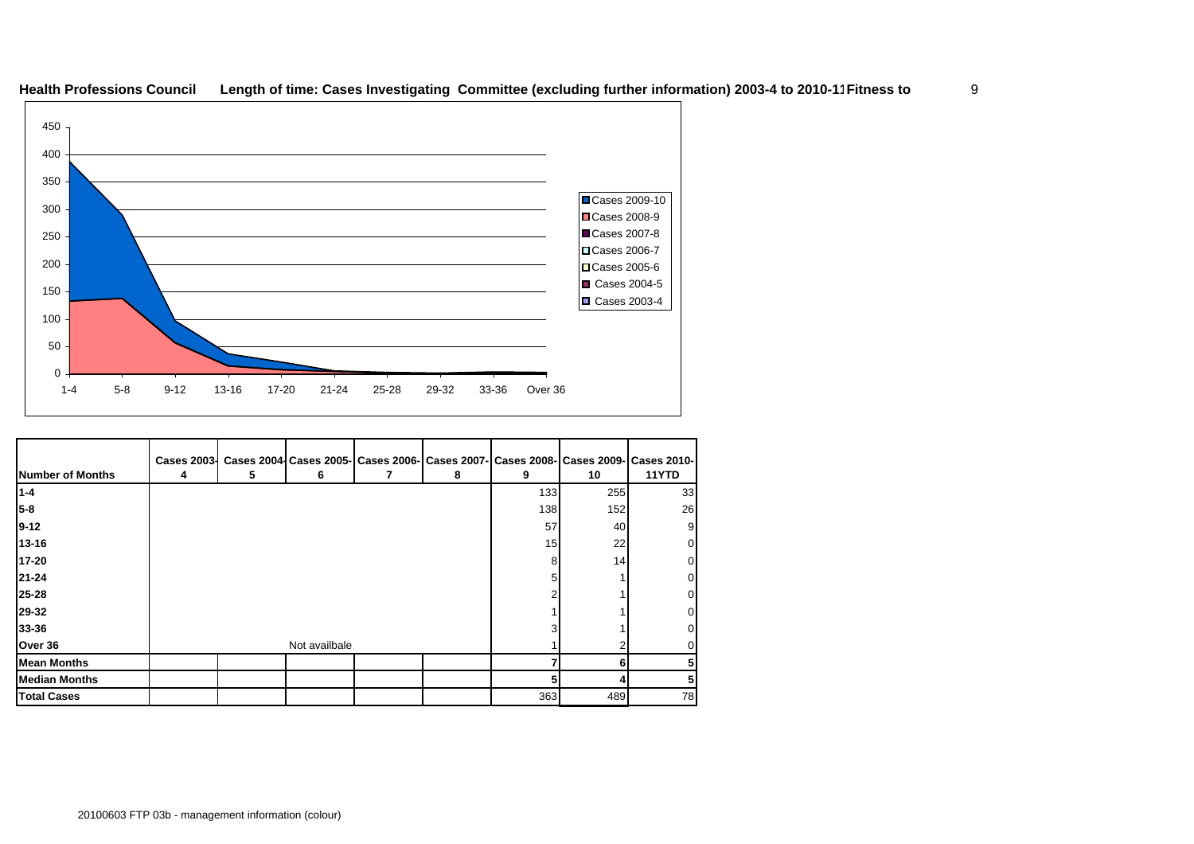**Health Professions Council    Length of time: Cases Investigating Committee (excluding further information) 2003-4 to 2010-11 Fitness to**

| Number of Months | Cases 2003-4 | Cases 2004-5 | Cases 2005-6 | Cases 2006-7 | Cases 2007-8 | Cases 2008-9 | Cases 2009-10 | Cases 2010-11YTD |
|---|---|---|---|---|---|---|---|---|
| 1-4 | | | | | | 133 | 255 | 33 |
| 5-8 | | | | | | 138 | 152 | 26 |
| 9-12 | | | | | | 57 | 40 | 9 |
| 13-16 | | | | | | 15 | 22 | 0 |
| 17-20 | | | | | | 8 | 14 | 0 |
| 21-24 | | | | | | 5 | 1 | 0 |
| 25-28 | | | | | | 2 | 1 | 0 |
| 29-32 | | | | | | 1 | 1 | 0 |
| 33-36 | | | | | | 3 | 1 | 0 |
| Over 36 | | | Not availbale | | | 1 | 2 | 0 |
| **Mean Months** | | | | | | **7** | **6** | **5** |
| **Median Months** | | | | | | **5** | **4** | **5** |
| **Total Cases** | | | | | | 363 | 489 | 78 |

20100603 FTP 03b - management information (colour)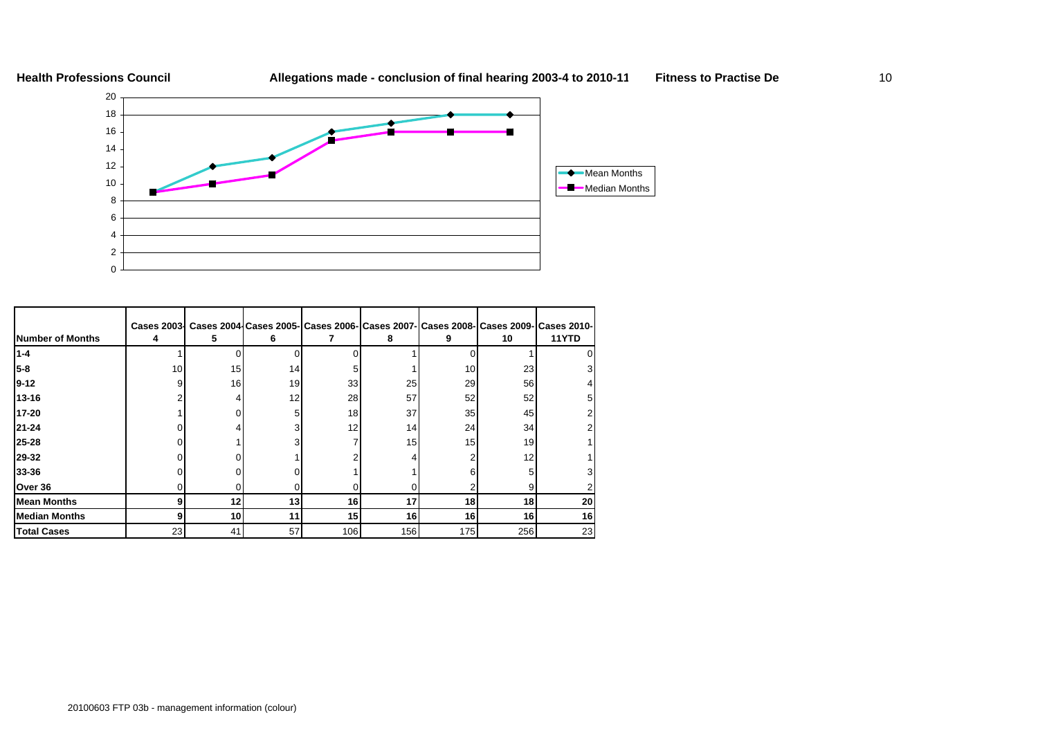**Health Professions Council** **Allegations made - conclusion of final hearing 2003-4 to 2010-11** **Fitness to Practise De**

| Number of Months | Cases 2003-4 | Cases 2004-5 | Cases 2005-6 | Cases 2006-7 | Cases 2007-8 | Cases 2008-9 | Cases 2009-10 | Cases 2010-11YTD |
|---|---|---|---|---|---|---|---|---|
| **1-4** | 1 | 0 | 0 | 0 | 1 | 0 | 1 | 0 |
| **5-8** | 10 | 15 | 14 | 5 | 1 | 10 | 23 | 3 |
| **9-12** | 9 | 16 | 19 | 33 | 25 | 29 | 56 | 4 |
| **13-16** | 2 | 4 | 12 | 28 | 57 | 52 | 52 | 5 |
| **17-20** | 1 | 0 | 5 | 18 | 37 | 35 | 45 | 2 |
| **21-24** | 0 | 4 | 3 | 12 | 14 | 24 | 34 | 2 |
| **25-28** | 0 | 1 | 3 | 7 | 15 | 15 | 19 | 1 |
| **29-32** | 0 | 0 | 1 | 2 | 4 | 2 | 12 | 1 |
| **33-36** | 0 | 0 | 0 | 1 | 1 | 6 | 5 | 3 |
| **Over 36** | 0 | 0 | 0 | 0 | 0 | 2 | 9 | 2 |
| **Mean Months** | **9** | **12** | **13** | **16** | **17** | **18** | **18** | **20** |
| **Median Months** | **9** | **10** | **11** | **15** | **16** | **16** | **16** | **16** |
| **Total Cases** | 23 | 41 | 57 | 106 | 156 | 175 | 256 | 23 |

20100603 FTP 03b - management information (colour)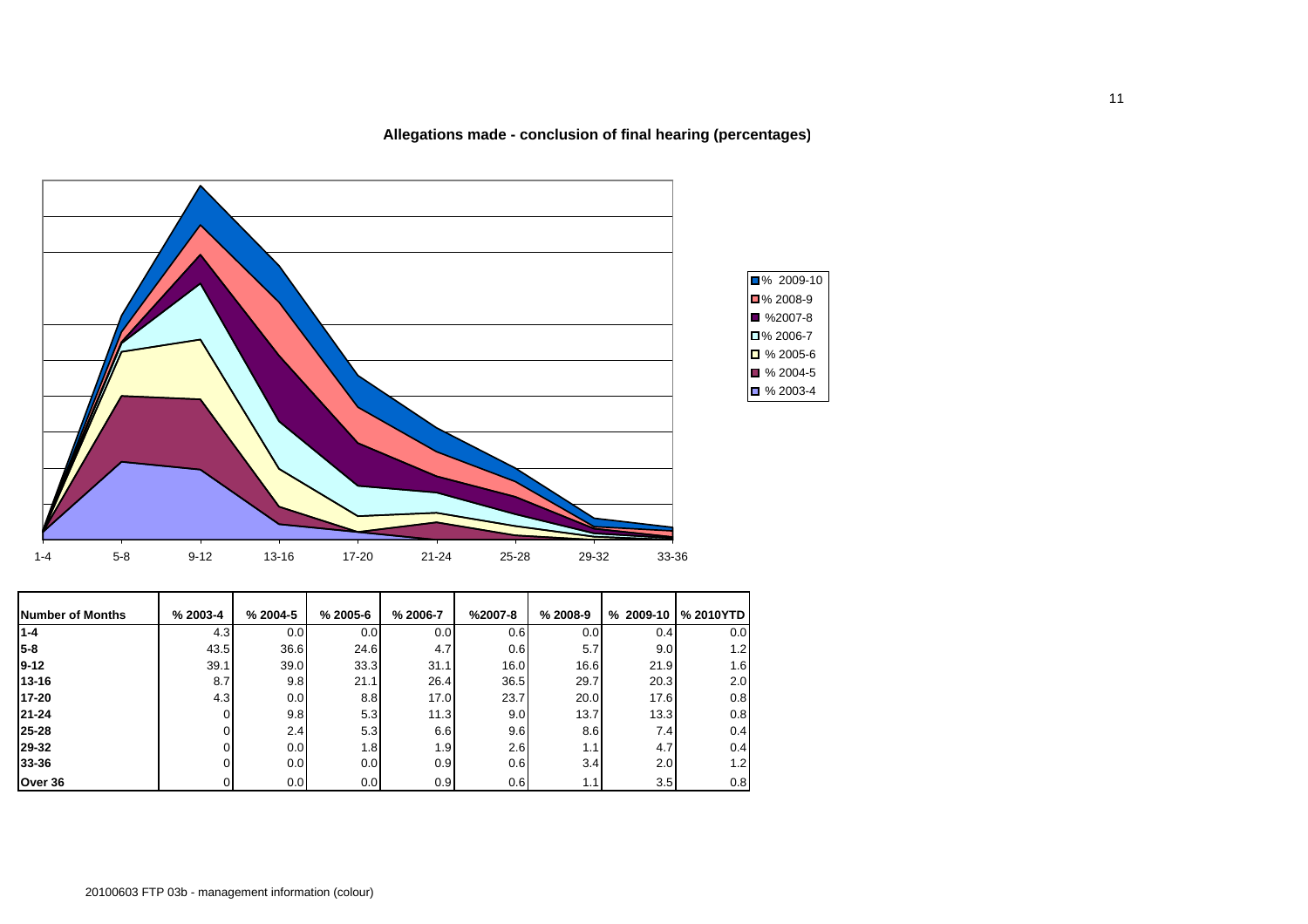## Allegations made - conclusion of final hearing (percentages)

| Number of Months | % 2003-4 | % 2004-5 | % 2005-6 | % 2006-7 | %2007-8 | % 2008-9 | % 2009-10 | % 2010YTD |
|---|---|---|---|---|---|---|---|---|
| 1-4 | 4.3 | 0.0 | 0.0 | 0.0 | 0.6 | 0.0 | 0.4 | 0.0 |
| 5-8 | 43.5 | 36.6 | 24.6 | 4.7 | 0.6 | 5.7 | 9.0 | 1.2 |
| 9-12 | 39.1 | 39.0 | 33.3 | 31.1 | 16.0 | 16.6 | 21.9 | 1.6 |
| 13-16 | 8.7 | 9.8 | 21.1 | 26.4 | 36.5 | 29.7 | 20.3 | 2.0 |
| 17-20 | 4.3 | 0.0 | 8.8 | 17.0 | 23.7 | 20.0 | 17.6 | 0.8 |
| 21-24 | 0 | 9.8 | 5.3 | 11.3 | 9.0 | 13.7 | 13.3 | 0.8 |
| 25-28 | 0 | 2.4 | 5.3 | 6.6 | 9.6 | 8.6 | 7.4 | 0.4 |
| 29-32 | 0 | 0.0 | 1.8 | 1.9 | 2.6 | 1.1 | 4.7 | 0.4 |
| 33-36 | 0 | 0.0 | 0.0 | 0.9 | 0.6 | 3.4 | 2.0 | 1.2 |
| Over 36 | 0 | 0.0 | 0.0 | 0.9 | 0.6 | 1.1 | 3.5 | 0.8 |

20100603 FTP 03b - management information (colour)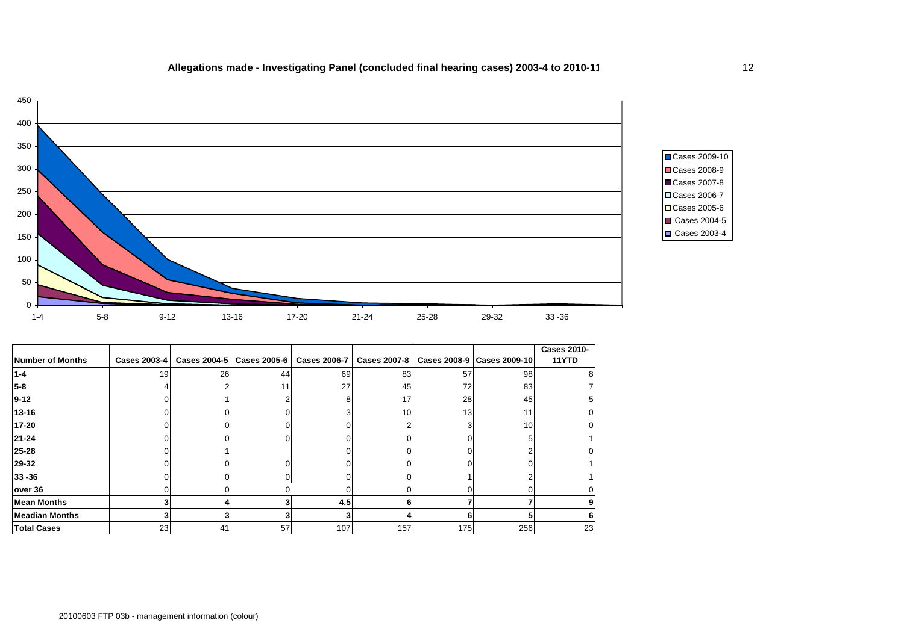## Allegations made - Investigating Panel (concluded final hearing cases) 2003-4 to 2010-11

| Number of Months | Cases 2003-4 | Cases 2004-5 | Cases 2005-6 | Cases 2006-7 | Cases 2007-8 | Cases 2008-9 | Cases 2009-10 | Cases 2010-11YTD |
|---|---|---|---|---|---|---|---|---|
| **1-4** | 19 | 26 | 44 | 69 | 83 | 57 | 98 | 8 |
| **5-8** | 4 | 2 | 11 | 27 | 45 | 72 | 83 | 7 |
| **9-12** | 0 | 1 | 2 | 8 | 17 | 28 | 45 | 5 |
| **13-16** | 0 | 0 | 0 | 3 | 10 | 13 | 11 | 0 |
| **17-20** | 0 | 0 | 0 | 0 | 2 | 3 | 10 | 0 |
| **21-24** | 0 | 0 | 0 | 0 | 0 | 0 | 5 | 1 |
| **25-28** | 0 | 1 | | 0 | 0 | 0 | 2 | 0 |
| **29-32** | 0 | 0 | 0 | 0 | 0 | 0 | 0 | 1 |
| **33 -36** | 0 | 0 | 0 | 0 | 0 | 1 | 2 | 1 |
| **over 36** | 0 | 0 | 0 | 0 | 0 | 0 | 0 | 0 |
| **Mean Months** | **3** | **4** | **3** | **4.5** | **6** | **7** | **7** | **9** |
| **Meadian Months** | **3** | **3** | **3** | **3** | **4** | **6** | **5** | **6** |
| **Total Cases** | 23 | 41 | 57 | 107 | 157 | 175 | 256 | 23 |

20100603 FTP 03b - management information (colour)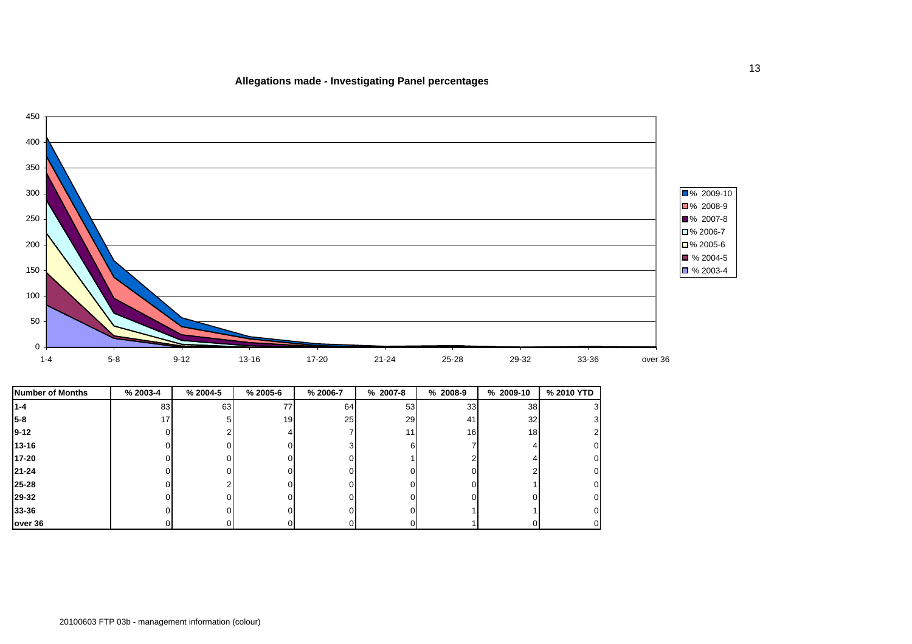## Allegations made - Investigating Panel percentages

| Number of Months | % 2003-4 | % 2004-5 | % 2005-6 | % 2006-7 | % 2007-8 | % 2008-9 | % 2009-10 | % 2010 YTD |
|---|---|---|---|---|---|---|---|---|
| 1-4 | 83 | 63 | 77 | 64 | 53 | 33 | 38 | 3 |
| 5-8 | 17 | 5 | 19 | 25 | 29 | 41 | 32 | 3 |
| 9-12 | 0 | 2 | 4 | 7 | 11 | 16 | 18 | 2 |
| 13-16 | 0 | 0 | 0 | 3 | 6 | 7 | 4 | 0 |
| 17-20 | 0 | 0 | 0 | 0 | 1 | 2 | 4 | 0 |
| 21-24 | 0 | 0 | 0 | 0 | 0 | 0 | 2 | 0 |
| 25-28 | 0 | 2 | 0 | 0 | 0 | 0 | 1 | 0 |
| 29-32 | 0 | 0 | 0 | 0 | 0 | 0 | 0 | 0 |
| 33-36 | 0 | 0 | 0 | 0 | 0 | 1 | 1 | 0 |
| over 36 | 0 | 0 | 0 | 0 | 0 | 1 | 0 | 0 |

20100603 FTP 03b - management information (colour)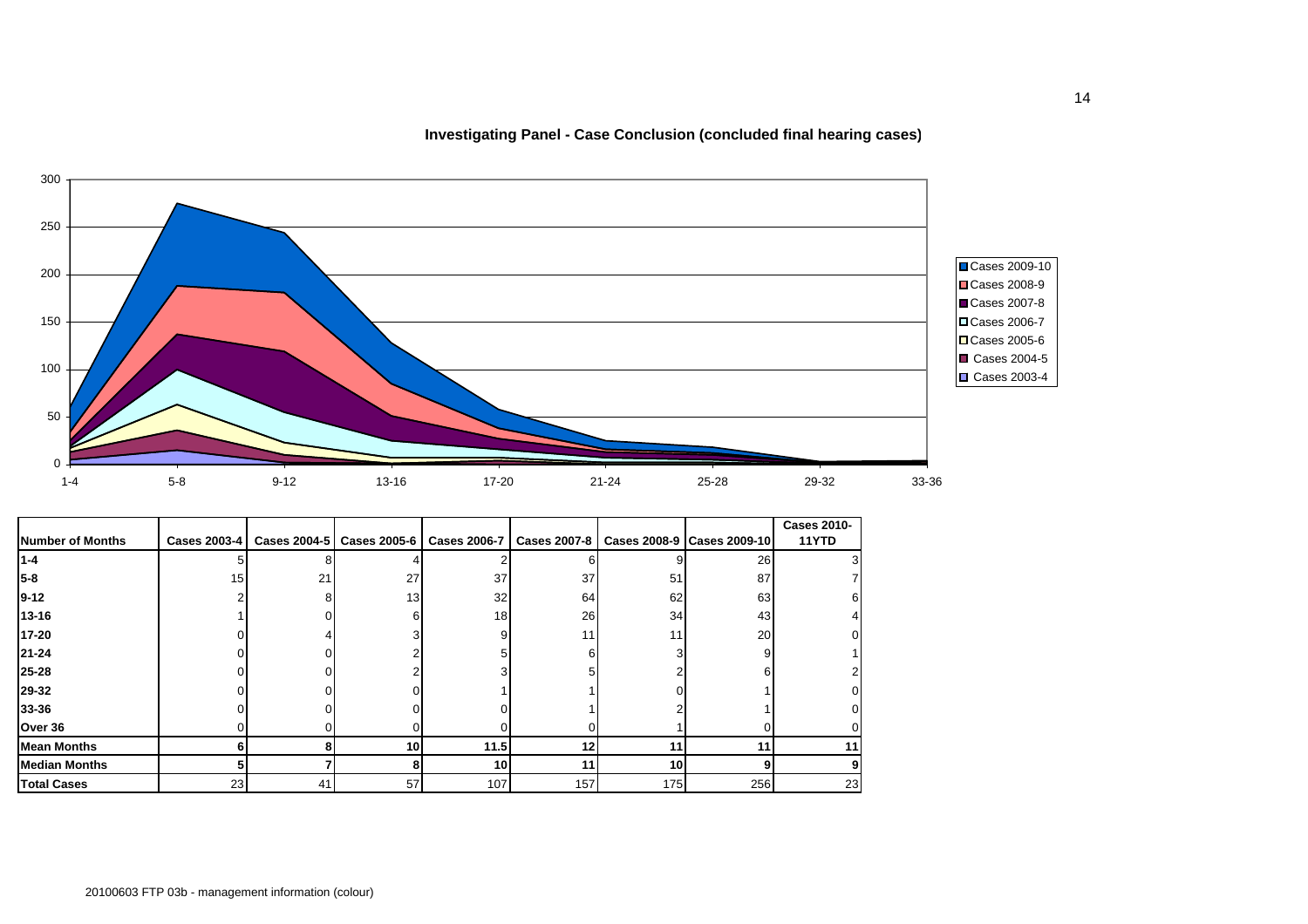**Investigating Panel - Case Conclusion (concluded final hearing cases)**

| Number of Months | Cases 2003-4 | Cases 2004-5 | Cases 2005-6 | Cases 2006-7 | Cases 2007-8 | Cases 2008-9 | Cases 2009-10 | Cases 2010-11YTD |
|---|---|---|---|---|---|---|---|---|
| 1-4 | 5 | 8 | 4 | 2 | 6 | 9 | 26 | 3 |
| 5-8 | 15 | 21 | 27 | 37 | 37 | 51 | 87 | 7 |
| 9-12 | 2 | 8 | 13 | 32 | 64 | 62 | 63 | 6 |
| 13-16 | 1 | 0 | 6 | 18 | 26 | 34 | 43 | 4 |
| 17-20 | 0 | 4 | 3 | 9 | 11 | 11 | 20 | 0 |
| 21-24 | 0 | 0 | 2 | 5 | 6 | 3 | 9 | 1 |
| 25-28 | 0 | 0 | 2 | 3 | 5 | 2 | 6 | 2 |
| 29-32 | 0 | 0 | 0 | 1 | 1 | 0 | 1 | 0 |
| 33-36 | 0 | 0 | 0 | 0 | 1 | 2 | 1 | 0 |
| Over 36 | 0 | 0 | 0 | 0 | 0 | 1 | 0 | 0 |
| **Mean Months** | **6** | **8** | **10** | **11.5** | **12** | **11** | **11** | **11** |
| **Median Months** | **5** | **7** | **8** | **10** | **11** | **10** | **9** | **9** |
| **Total Cases** | 23 | 41 | 57 | 107 | 157 | 175 | 256 | 23 |

20100603 FTP 03b - management information (colour)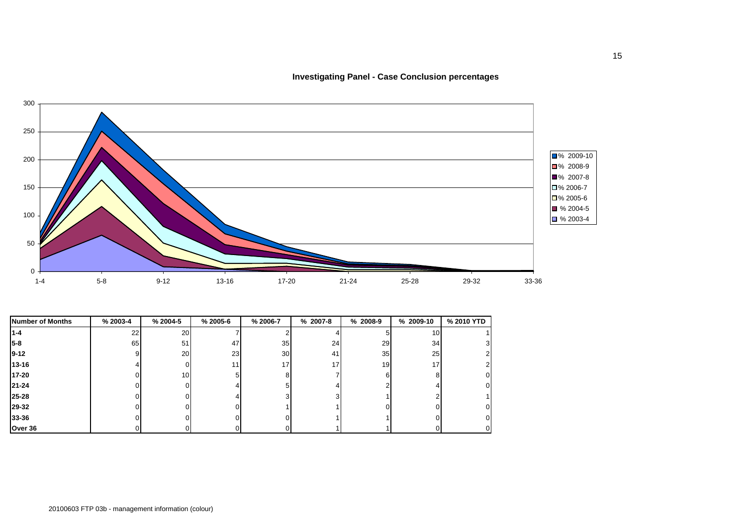**Investigating Panel - Case Conclusion percentages**

| Number of Months | % 2003-4 | % 2004-5 | % 2005-6 | % 2006-7 | % 2007-8 | % 2008-9 | % 2009-10 | % 2010 YTD |
|---|---|---|---|---|---|---|---|---|
| 1-4 | 22 | 20 | 7 | 2 | 4 | 5 | 10 | 1 |
| 5-8 | 65 | 51 | 47 | 35 | 24 | 29 | 34 | 3 |
| 9-12 | 9 | 20 | 23 | 30 | 41 | 35 | 25 | 2 |
| 13-16 | 4 | 0 | 11 | 17 | 17 | 19 | 17 | 2 |
| 17-20 | 0 | 10 | 5 | 8 | 7 | 6 | 8 | 0 |
| 21-24 | 0 | 0 | 4 | 5 | 4 | 2 | 4 | 0 |
| 25-28 | 0 | 0 | 4 | 3 | 3 | 1 | 2 | 1 |
| 29-32 | 0 | 0 | 0 | 1 | 1 | 0 | 0 | 0 |
| 33-36 | 0 | 0 | 0 | 0 | 1 | 1 | 0 | 0 |
| Over 36 | 0 | 0 | 0 | 0 | 1 | 1 | 0 | 0 |

20100603 FTP 03b - management information (colour)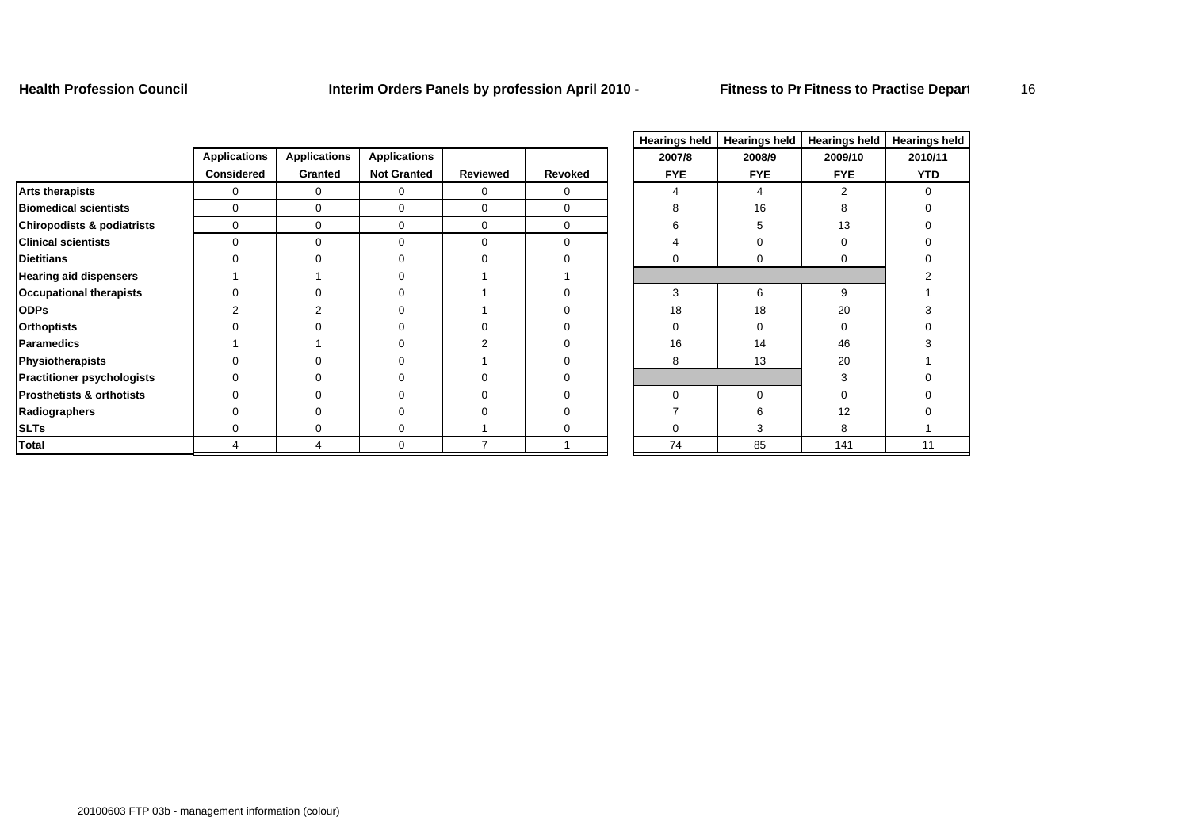**Health Profession Council** **Interim Orders Panels by profession April 2010 -** **Fitness to Pr Fitness to Practise Depart**

| | Applications Considered | Applications Granted | Applications Not Granted | Reviewed | Revoked | Hearings held 2007/8 FYE | Hearings held 2008/9 FYE | Hearings held 2009/10 FYE | Hearings held 2010/11 YTD |
|---|---|---|---|---|---|---|---|---|---|
| **Arts therapists** | 0 | 0 | 0 | 0 | 0 | 4 | 4 | 2 | 0 |
| **Biomedical scientists** | 0 | 0 | 0 | 0 | 0 | 8 | 16 | 8 | 0 |
| **Chiropodists & podiatrists** | 0 | 0 | 0 | 0 | 0 | 6 | 5 | 13 | 0 |
| **Clinical scientists** | 0 | 0 | 0 | 0 | 0 | 4 | 0 | 0 | 0 |
| **Dietitians** | 0 | 0 | 0 | 0 | 0 | 0 | 0 | 0 | 0 |
| **Hearing aid dispensers** | 1 | 1 | 0 | 1 | 1 | | | | 2 |
| **Occupational therapists** | 0 | 0 | 0 | 1 | 0 | 3 | 6 | 9 | 1 |
| **ODPs** | 2 | 2 | 0 | 1 | 0 | 18 | 18 | 20 | 3 |
| **Orthoptists** | 0 | 0 | 0 | 0 | 0 | 0 | 0 | 0 | 0 |
| **Paramedics** | 1 | 1 | 0 | 2 | 0 | 16 | 14 | 46 | 3 |
| **Physiotherapists** | 0 | 0 | 0 | 1 | 0 | 8 | 13 | 20 | 1 |
| **Practitioner psychologists** | 0 | 0 | 0 | 0 | 0 | | | 3 | 0 |
| **Prosthetists & orthotists** | 0 | 0 | 0 | 0 | 0 | 0 | 0 | 0 | 0 |
| **Radiographers** | 0 | 0 | 0 | 0 | 0 | 7 | 6 | 12 | 0 |
| **SLTs** | 0 | 0 | 0 | 1 | 0 | 0 | 3 | 8 | 1 |
| **Total** | 4 | 4 | 0 | 7 | 1 | 74 | 85 | 141 | 11 |

20100603 FTP 03b - management information (colour)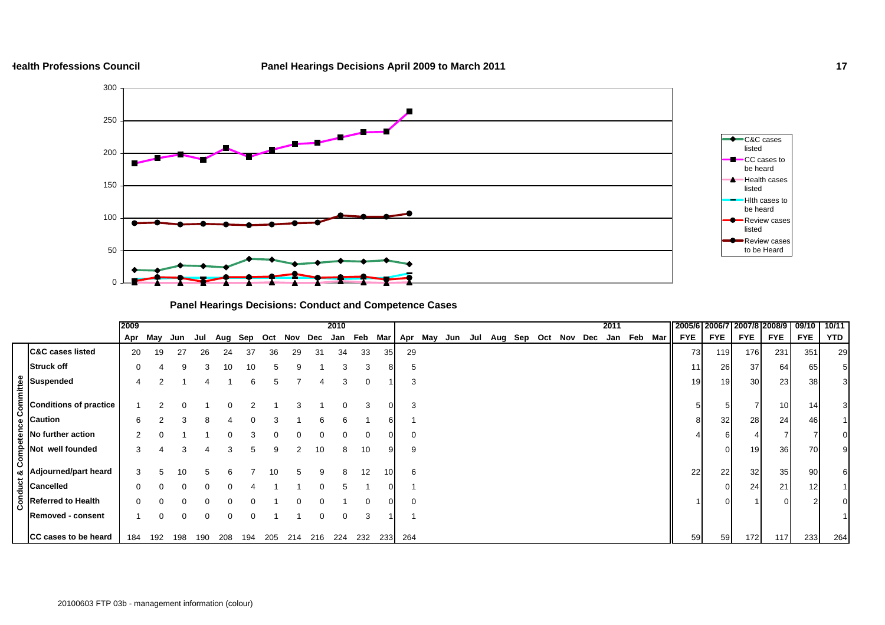**Health Professions Council** **Panel Hearings Decisions April 2009 to March 2011**

**Panel Hearings Decisions: Conduct and Competence Cases**

| | | 2009 | | | | | | | | | 2010 | | | | | | | | | | | | | 2011 | | | 2005/6 | 2006/7 | 2007/8 | 2008/9 | 09/10 | 10/11 |
|---|---|---|---|---|---|---|---|---|---|---|---|---|---|---|---|---|---|---|---|---|---|---|---|---|---|---|---|---|---|---|---|---|
| | | Apr | May | Jun | Jul | Aug | Sep | Oct | Nov | Dec | Jan | Feb | Mar | Apr | May | Jun | Jul | Aug | Sep | Oct | Nov | Dec | Jan | Feb | Mar | | FYE | FYE | FYE | FYE | FYE | YTD |
| Conduct & Competence Committee | C&C cases listed | 20 | 19 | 27 | 26 | 24 | 37 | 36 | 29 | 31 | 34 | 33 | 35 | 29 | | | | | | | | | | | | | 73 | 119 | 176 | 231 | 351 | 29 |
| | Struck off | 0 | 4 | 9 | 3 | 10 | 10 | 5 | 9 | 1 | 3 | 3 | 8 | 5 | | | | | | | | | | | | | 11 | 26 | 37 | 64 | 65 | 5 |
| | Suspended | 4 | 2 | 1 | 4 | 1 | 6 | 5 | 7 | 4 | 3 | 0 | 1 | 3 | | | | | | | | | | | | | 19 | 19 | 30 | 23 | 38 | 3 |
| | Conditions of practice | 1 | 2 | 0 | 1 | 0 | 2 | 1 | 3 | 1 | 0 | 3 | 0 | 3 | | | | | | | | | | | | | 5 | 5 | 7 | 10 | 14 | 3 |
| | Caution | 6 | 2 | 3 | 8 | 4 | 0 | 3 | 1 | 6 | 6 | 1 | 6 | 1 | | | | | | | | | | | | | 8 | 32 | 28 | 24 | 46 | 1 |
| | No further action | 2 | 0 | 1 | 1 | 0 | 3 | 0 | 0 | 0 | 0 | 0 | 0 | 0 | | | | | | | | | | | | | 4 | 6 | 4 | 7 | 7 | 0 |
| | Not well founded | 3 | 4 | 3 | 4 | 3 | 5 | 9 | 2 | 10 | 8 | 10 | 9 | 9 | | | | | | | | | | | | | | 0 | 19 | 36 | 70 | 9 |
| | Adjourned/part heard | 3 | 5 | 10 | 5 | 6 | 7 | 10 | 5 | 9 | 8 | 12 | 10 | 6 | | | | | | | | | | | | | 22 | 22 | 32 | 35 | 90 | 6 |
| | Cancelled | 0 | 0 | 0 | 0 | 0 | 4 | 1 | 1 | 0 | 5 | 1 | 0 | 1 | | | | | | | | | | | | | | 0 | 24 | 21 | 12 | 1 |
| | Referred to Health | 0 | 0 | 0 | 0 | 0 | 0 | 1 | 0 | 0 | 1 | 0 | 0 | 0 | | | | | | | | | | | | | 1 | 0 | 1 | 0 | 2 | 0 |
| | Removed - consent | 1 | 0 | 0 | 0 | 0 | 0 | 1 | 1 | 0 | 0 | 3 | 1 | 1 | | | | | | | | | | | | | | | | | | 1 |
| | CC cases to be heard | 184 | 192 | 198 | 190 | 208 | 194 | 205 | 214 | 216 | 224 | 232 | 233 | 264 | | | | | | | | | | | | | 59 | 59 | 172 | 117 | 233 | 264 |

20100603 FTP 03b - management information (colour)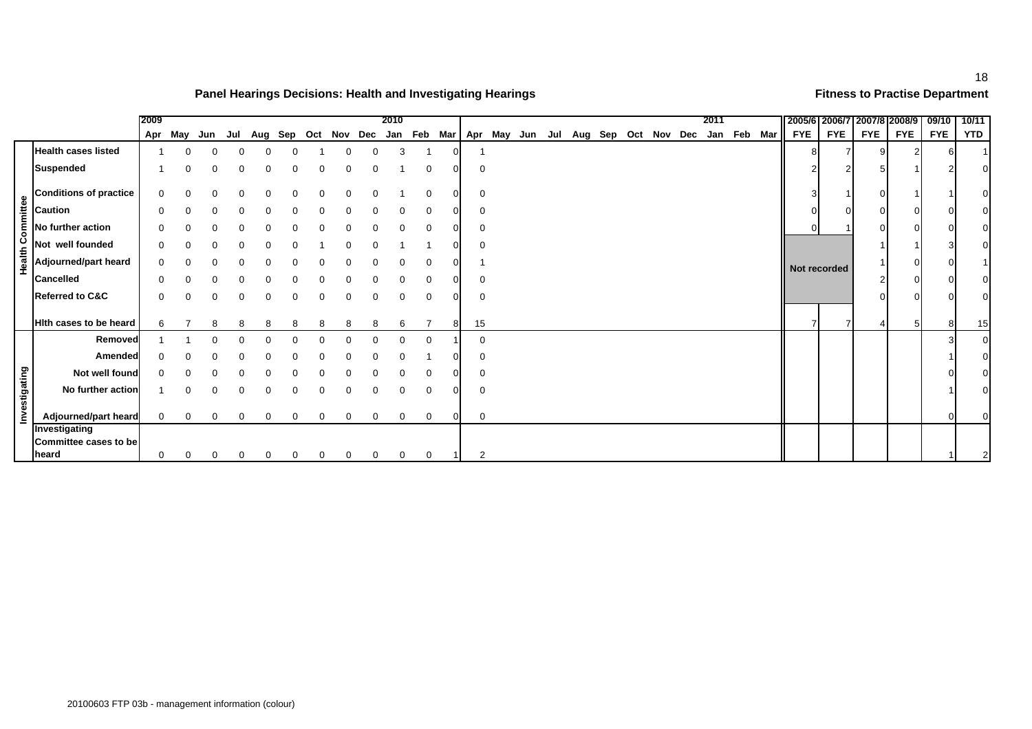## Panel Hearings Decisions: Health and Investigating Hearings

**Fitness to Practise Department**

| | | 2009 | | | | | | | | | 2010 | | | | | | | | | | | | | 2011 | | | 2005/6 | 2006/7 | 2007/8 | 2008/9 | 09/10 | 10/11 |
|---|---|---|---|---|---|---|---|---|---|---|---|---|---|---|---|---|---|---|---|---|---|---|---|---|---|---|---|---|---|---|---|---|
| | | Apr | May | Jun | Jul | Aug | Sep | Oct | Nov | Dec | Jan | Feb | Mar | Apr | May | Jun | Jul | Aug | Sep | Oct | Nov | Dec | Jan | Feb | Mar | | FYE | FYE | FYE | FYE | FYE | YTD |
| Health Committee | Health cases listed | 1 | 0 | 0 | 0 | 0 | 0 | 1 | 0 | 0 | 3 | 1 | 0 | 1 | | | | | | | | | | | | | 8 | 7 | 9 | 2 | 6 | 1 |
| | Suspended | 1 | 0 | 0 | 0 | 0 | 0 | 0 | 0 | 0 | 1 | 0 | 0 | 0 | | | | | | | | | | | | | 2 | 2 | 5 | 1 | 2 | 0 |
| | Conditions of practice | 0 | 0 | 0 | 0 | 0 | 0 | 0 | 0 | 0 | 1 | 0 | 0 | 0 | | | | | | | | | | | | | 3 | 1 | 0 | 1 | 1 | 0 |
| | Caution | 0 | 0 | 0 | 0 | 0 | 0 | 0 | 0 | 0 | 0 | 0 | 0 | 0 | | | | | | | | | | | | | 0 | 0 | 0 | 0 | 0 | 0 |
| | No further action | 0 | 0 | 0 | 0 | 0 | 0 | 0 | 0 | 0 | 0 | 0 | 0 | 0 | | | | | | | | | | | | | 0 | 1 | 0 | 0 | 0 | 0 |
| | Not well founded | 0 | 0 | 0 | 0 | 0 | 0 | 1 | 0 | 0 | 1 | 1 | 0 | 0 | | | | | | | | | | | | | Not recorded | Not recorded | 1 | 1 | 3 | 0 |
| | Adjourned/part heard | 0 | 0 | 0 | 0 | 0 | 0 | 0 | 0 | 0 | 0 | 0 | 0 | 1 | | | | | | | | | | | | | Not recorded | Not recorded | 1 | 0 | 0 | 1 |
| | Cancelled | 0 | 0 | 0 | 0 | 0 | 0 | 0 | 0 | 0 | 0 | 0 | 0 | 0 | | | | | | | | | | | | | Not recorded | Not recorded | 2 | 0 | 0 | 0 |
| | Referred to C&C | 0 | 0 | 0 | 0 | 0 | 0 | 0 | 0 | 0 | 0 | 0 | 0 | 0 | | | | | | | | | | | | | Not recorded | Not recorded | 0 | 0 | 0 | 0 |
| | Hlth cases to be heard | 6 | 7 | 8 | 8 | 8 | 8 | 8 | 8 | 8 | 6 | 7 | 8 | 15 | | | | | | | | | | | | | 7 | 7 | 4 | 5 | 8 | 15 |
| Investigating | Removed | 1 | 1 | 0 | 0 | 0 | 0 | 0 | 0 | 0 | 0 | 0 | 1 | 0 | | | | | | | | | | | | | | | | | 3 | 0 |
| | Amended | 0 | 0 | 0 | 0 | 0 | 0 | 0 | 0 | 0 | 0 | 1 | 0 | 0 | | | | | | | | | | | | | | | | | 1 | 0 |
| | Not well found | 0 | 0 | 0 | 0 | 0 | 0 | 0 | 0 | 0 | 0 | 0 | 0 | 0 | | | | | | | | | | | | | | | | | 0 | 0 |
| | No further action | 1 | 0 | 0 | 0 | 0 | 0 | 0 | 0 | 0 | 0 | 0 | 0 | 0 | | | | | | | | | | | | | | | | | 1 | 0 |
| | Adjourned/part heard | 0 | 0 | 0 | 0 | 0 | 0 | 0 | 0 | 0 | 0 | 0 | 0 | 0 | | | | | | | | | | | | | | | | | 0 | 0 |
| | Investigating Committee cases to be heard | 0 | 0 | 0 | 0 | 0 | 0 | 0 | 0 | 0 | 0 | 0 | 1 | 2 | | | | | | | | | | | | | | | | | 1 | 2 |

20100603 FTP 03b - management information (colour)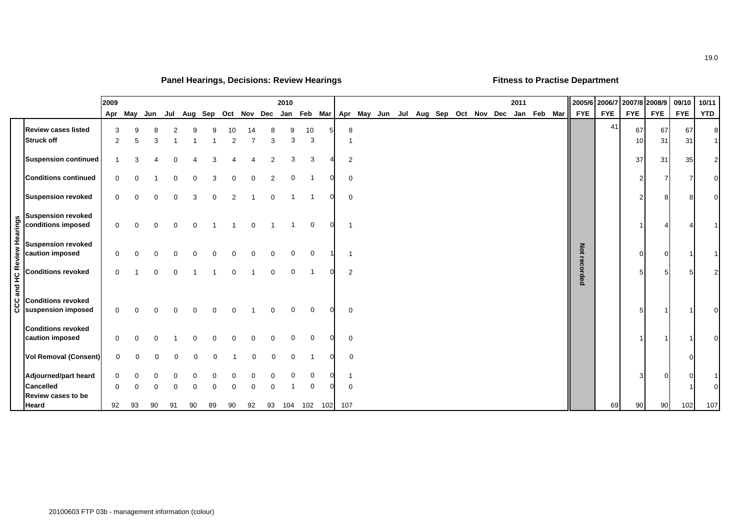## Panel Hearings, Decisions: Review Hearings

## Fitness to Practise Department

| | | 2009 | | | | | | | | | 2010 | | | | | | | | | | | | | 2011 | | | 2005/6 | 2006/7 | 2007/8 | 2008/9 | 09/10 | 10/11 |
|---|---|---|---|---|---|---|---|---|---|---|---|---|---|---|---|---|---|---|---|---|---|---|---|---|---|---|---|---|---|---|---|---|
| | | Apr | May | Jun | Jul | Aug | Sep | Oct | Nov | Dec | Jan | Feb | Mar | Apr | May | Jun | Jul | Aug | Sep | Oct | Nov | Dec | Jan | Feb | Mar | FYE | FYE | FYE | FYE | FYE | YTD |
| CCC and HC Review Hearings | **Review cases listed** | 3 | 9 | 8 | 2 | 9 | 9 | 10 | 14 | 8 | 9 | 10 | 5 | 8 | | | | | | | | | | | | Not recorded | 41 | 67 | 67 | 67 | 8 |
| | **Struck off** | 2 | 5 | 3 | 1 | 1 | 1 | 2 | 7 | 3 | 3 | 3 | | 1 | | | | | | | | | | | | | | 10 | 31 | 31 | 1 |
| | **Suspension continued** | 1 | 3 | 4 | 0 | 4 | 3 | 4 | 4 | 2 | 3 | 3 | 4 | 2 | | | | | | | | | | | | | | 37 | 31 | 35 | 2 |
| | **Conditions continued** | 0 | 0 | 1 | 0 | 0 | 3 | 0 | 0 | 2 | 0 | 1 | 0 | 0 | | | | | | | | | | | | | | 2 | 7 | 7 | 0 |
| | **Suspension revoked** | 0 | 0 | 0 | 0 | 3 | 0 | 2 | 1 | 0 | 1 | 1 | 0 | 0 | | | | | | | | | | | | | | 2 | 8 | 8 | 0 |
| | **Suspension revoked conditions imposed** | 0 | 0 | 0 | 0 | 0 | 1 | 1 | 0 | 1 | 1 | 0 | 0 | 1 | | | | | | | | | | | | | | 1 | 4 | 4 | 1 |
| | **Suspension revoked caution imposed** | 0 | 0 | 0 | 0 | 0 | 0 | 0 | 0 | 0 | 0 | 0 | 1 | 1 | | | | | | | | | | | | | | 0 | 0 | 1 | 1 |
| | **Conditions revoked** | 0 | 1 | 0 | 0 | 1 | 1 | 0 | 1 | 0 | 0 | 1 | 0 | 2 | | | | | | | | | | | | | | 5 | 5 | 5 | 2 |
| | **Conditions revoked suspension imposed** | 0 | 0 | 0 | 0 | 0 | 0 | 0 | 1 | 0 | 0 | 0 | 0 | 0 | | | | | | | | | | | | | | 5 | 1 | 1 | 0 |
| | **Conditions revoked caution imposed** | 0 | 0 | 0 | 1 | 0 | 0 | 0 | 0 | 0 | 0 | 0 | 0 | 0 | | | | | | | | | | | | | | 1 | 1 | 1 | 0 |
| | **Vol Removal (Consent)** | 0 | 0 | 0 | 0 | 0 | 0 | 1 | 0 | 0 | 0 | 1 | 0 | 0 | | | | | | | | | | | | | | | | 0 | |
| | **Adjourned/part heard** | 0 | 0 | 0 | 0 | 0 | 0 | 0 | 0 | 0 | 0 | 0 | 0 | 1 | | | | | | | | | | | | | | 3 | 0 | 0 | 1 |
| | **Cancelled** | 0 | 0 | 0 | 0 | 0 | 0 | 0 | 0 | 0 | 1 | 0 | 0 | 0 | | | | | | | | | | | | | | | | 1 | 0 |
| | **Review cases to be Heard** | 92 | 93 | 90 | 91 | 90 | 89 | 90 | 92 | 93 | 104 | 102 | 102 | 107 | | | | | | | | | | | | | 69 | 90 | 90 | 102 | 107 |

20100603 FTP 03b - management information (colour)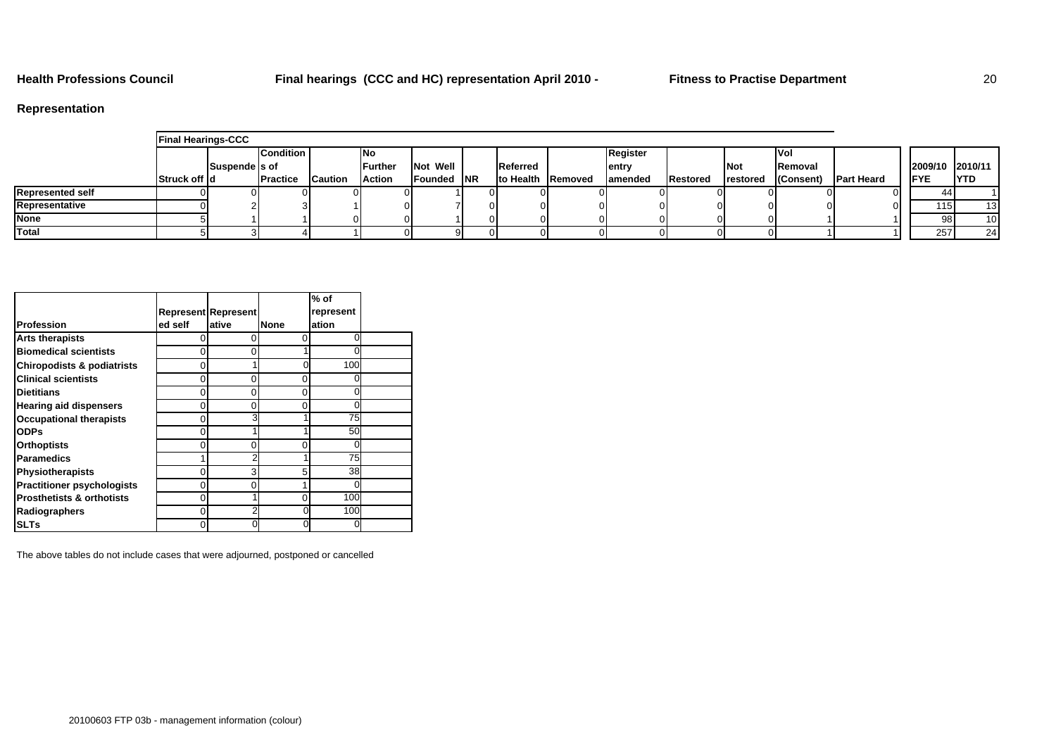**Health Professions Council** **Final hearings (CCC and HC) representation April 2010 -** **Fitness to Practise Department**

## Representation

| | Final Hearings-CCC | | | | | | | | | | | | | | | 2009/10 FYE | 2010/11 YTD |
|---|---|---|---|---|---|---|---|---|---|---|---|---|---|---|---|---|---|
| | Struck off | Suspended | Conditions of Practice | Caution | No Further Action | Not Well Founded | NR | Referred to Health | Removed | Register entry amended | Restored | Not restored | Vol Removal (Consent) | Part Heard | | | |
| **Represented self** | 0 | 0 | 0 | 0 | 0 | 1 | 0 | 0 | 0 | 0 | 0 | 0 | 0 | 0 | | 44 | 1 |
| **Representative** | 0 | 2 | 3 | 1 | 0 | 7 | 0 | 0 | 0 | 0 | 0 | 0 | 0 | 0 | | 115 | 13 |
| **None** | 5 | 1 | 1 | 0 | 0 | 1 | 0 | 0 | 0 | 0 | 0 | 0 | 1 | 1 | | 98 | 10 |
| **Total** | 5 | 3 | 4 | 1 | 0 | 9 | 0 | 0 | 0 | 0 | 0 | 0 | 1 | 1 | | 257 | 24 |

| Profession | Represented self | Representative | None | % of representation |
|---|---|---|---|---|
| **Arts therapists** | 0 | 0 | 0 | 0 |
| **Biomedical scientists** | 0 | 0 | 1 | 0 |
| **Chiropodists & podiatrists** | 0 | 1 | 0 | 100 |
| **Clinical scientists** | 0 | 0 | 0 | 0 |
| **Dietitians** | 0 | 0 | 0 | 0 |
| **Hearing aid dispensers** | 0 | 0 | 0 | 0 |
| **Occupational therapists** | 0 | 3 | 1 | 75 |
| **ODPs** | 0 | 1 | 1 | 50 |
| **Orthoptists** | 0 | 0 | 0 | 0 |
| **Paramedics** | 1 | 2 | 1 | 75 |
| **Physiotherapists** | 0 | 3 | 5 | 38 |
| **Practitioner psychologists** | 0 | 0 | 1 | 0 |
| **Prosthetists & orthotists** | 0 | 1 | 0 | 100 |
| **Radiographers** | 0 | 2 | 0 | 100 |
| **SLTs** | 0 | 0 | 0 | 0 |

The above tables do not include cases that were adjourned, postponed or cancelled

20100603 FTP 03b - management information (colour)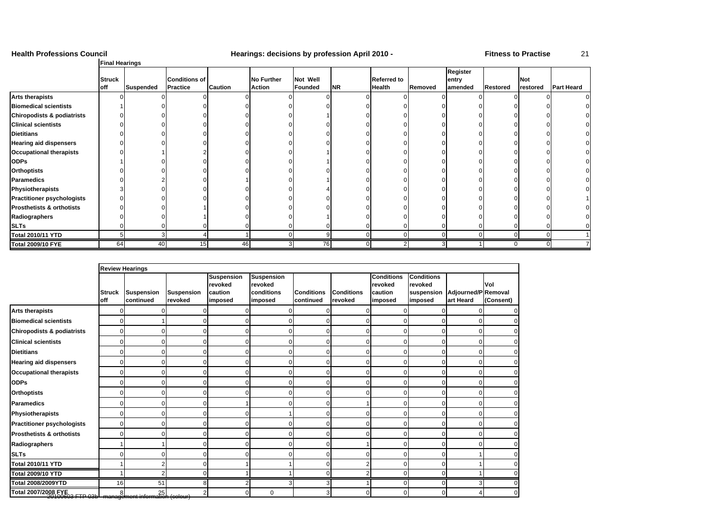**Health Professions Council** **Hearings: decisions by profession April 2010 -** **Fitness to Practise**

| | Final Hearings | | | | | | | | | | | | |
|---|---|---|---|---|---|---|---|---|---|---|---|---|---|
| | Struck off | Suspended | Conditions of Practice | Caution | No Further Action | Not Well Founded | NR | Referred to Health | Removed | Register entry amended | Restored | Not restored | Part Heard |
| **Arts therapists** | 0 | 0 | 0 | 0 | 0 | 0 | 0 | 0 | 0 | 0 | 0 | 0 | 0 |
| **Biomedical scientists** | 1 | 0 | 0 | 0 | 0 | 0 | 0 | 0 | 0 | 0 | 0 | 0 | 0 |
| **Chiropodists & podiatrists** | 0 | 0 | 0 | 0 | 0 | 1 | 0 | 0 | 0 | 0 | 0 | 0 | 0 |
| **Clinical scientists** | 0 | 0 | 0 | 0 | 0 | 0 | 0 | 0 | 0 | 0 | 0 | 0 | 0 |
| **Dietitians** | 0 | 0 | 0 | 0 | 0 | 0 | 0 | 0 | 0 | 0 | 0 | 0 | 0 |
| **Hearing aid dispensers** | 0 | 0 | 0 | 0 | 0 | 0 | 0 | 0 | 0 | 0 | 0 | 0 | 0 |
| **Occupational therapists** | 0 | 1 | 2 | 0 | 0 | 1 | 0 | 0 | 0 | 0 | 0 | 0 | 0 |
| **ODPs** | 1 | 0 | 0 | 0 | 0 | 1 | 0 | 0 | 0 | 0 | 0 | 0 | 0 |
| **Orthoptists** | 0 | 0 | 0 | 0 | 0 | 0 | 0 | 0 | 0 | 0 | 0 | 0 | 0 |
| **Paramedics** | 0 | 2 | 0 | 1 | 0 | 1 | 0 | 0 | 0 | 0 | 0 | 0 | 0 |
| **Physiotherapists** | 3 | 0 | 0 | 0 | 0 | 4 | 0 | 0 | 0 | 0 | 0 | 0 | 0 |
| **Practitioner psychologists** | 0 | 0 | 0 | 0 | 0 | 0 | 0 | 0 | 0 | 0 | 0 | 0 | 1 |
| **Prosthetists & orthotists** | 0 | 0 | 1 | 0 | 0 | 0 | 0 | 0 | 0 | 0 | 0 | 0 | 0 |
| **Radiographers** | 0 | 0 | 1 | 0 | 0 | 1 | 0 | 0 | 0 | 0 | 0 | 0 | 0 |
| **SLTs** | 0 | 0 | 0 | 0 | 0 | 0 | 0 | 0 | 0 | 0 | 0 | 0 | 0 |
| **Total 2010/11 YTD** | 5 | 3 | 4 | 1 | 0 | 9 | 0 | 0 | 0 | 0 | 0 | 0 | 1 |
| **Total 2009/10 FYE** | 64 | 40 | 15 | 46 | 3 | 76 | 0 | 2 | 3 | 1 | 0 | 0 | 7 |

| | Review Hearings | | | | | | | | | | |
|---|---|---|---|---|---|---|---|---|---|---|---|
| | Struck off | Suspension continued | Suspension revoked | Suspension revoked caution imposed | Suspension revoked conditions imposed | Conditions continued | Conditions revoked | Conditions revoked caution imposed | Conditions revoked suspension imposed | Adjourned/Part Heard | Vol Removal (Consent) |
| **Arts therapists** | 0 | 0 | 0 | 0 | 0 | 0 | 0 | 0 | 0 | 0 | 0 |
| **Biomedical scientists** | 0 | 1 | 0 | 0 | 0 | 0 | 0 | 0 | 0 | 0 | 0 |
| **Chiropodists & podiatrists** | 0 | 0 | 0 | 0 | 0 | 0 | 0 | 0 | 0 | 0 | 0 |
| **Clinical scientists** | 0 | 0 | 0 | 0 | 0 | 0 | 0 | 0 | 0 | 0 | 0 |
| **Dietitians** | 0 | 0 | 0 | 0 | 0 | 0 | 0 | 0 | 0 | 0 | 0 |
| **Hearing aid dispensers** | 0 | 0 | 0 | 0 | 0 | 0 | 0 | 0 | 0 | 0 | 0 |
| **Occupational therapists** | 0 | 0 | 0 | 0 | 0 | 0 | 0 | 0 | 0 | 0 | 0 |
| **ODPs** | 0 | 0 | 0 | 0 | 0 | 0 | 0 | 0 | 0 | 0 | 0 |
| **Orthoptists** | 0 | 0 | 0 | 0 | 0 | 0 | 0 | 0 | 0 | 0 | 0 |
| **Paramedics** | 0 | 0 | 0 | 1 | 0 | 0 | 1 | 0 | 0 | 0 | 0 |
| **Physiotherapists** | 0 | 0 | 0 | 0 | 1 | 0 | 0 | 0 | 0 | 0 | 0 |
| **Practitioner psychologists** | 0 | 0 | 0 | 0 | 0 | 0 | 0 | 0 | 0 | 0 | 0 |
| **Prosthetists & orthotists** | 0 | 0 | 0 | 0 | 0 | 0 | 0 | 0 | 0 | 0 | 0 |
| **Radiographers** | 1 | 1 | 0 | 0 | 0 | 0 | 1 | 0 | 0 | 0 | 0 |
| **SLTs** | 0 | 0 | 0 | 0 | 0 | 0 | 0 | 0 | 0 | 1 | 0 |
| **Total 2010/11 YTD** | 1 | 2 | 0 | 1 | 1 | 0 | 2 | 0 | 0 | 1 | 0 |
| **Total 2009/10 YTD** | 1 | 2 | 0 | 1 | 1 | 0 | 2 | 0 | 0 | 1 | 0 |
| **Total 2008/2009YTD** | 16 | 51 | 8 | 2 | 3 | 3 | 1 | 0 | 0 | 3 | 0 |
| **Total 2007/2008 FYE** | 8 | 25 | 2 | 0 | 0 | 3 | 0 | 0 | 0 | 4 | 0 |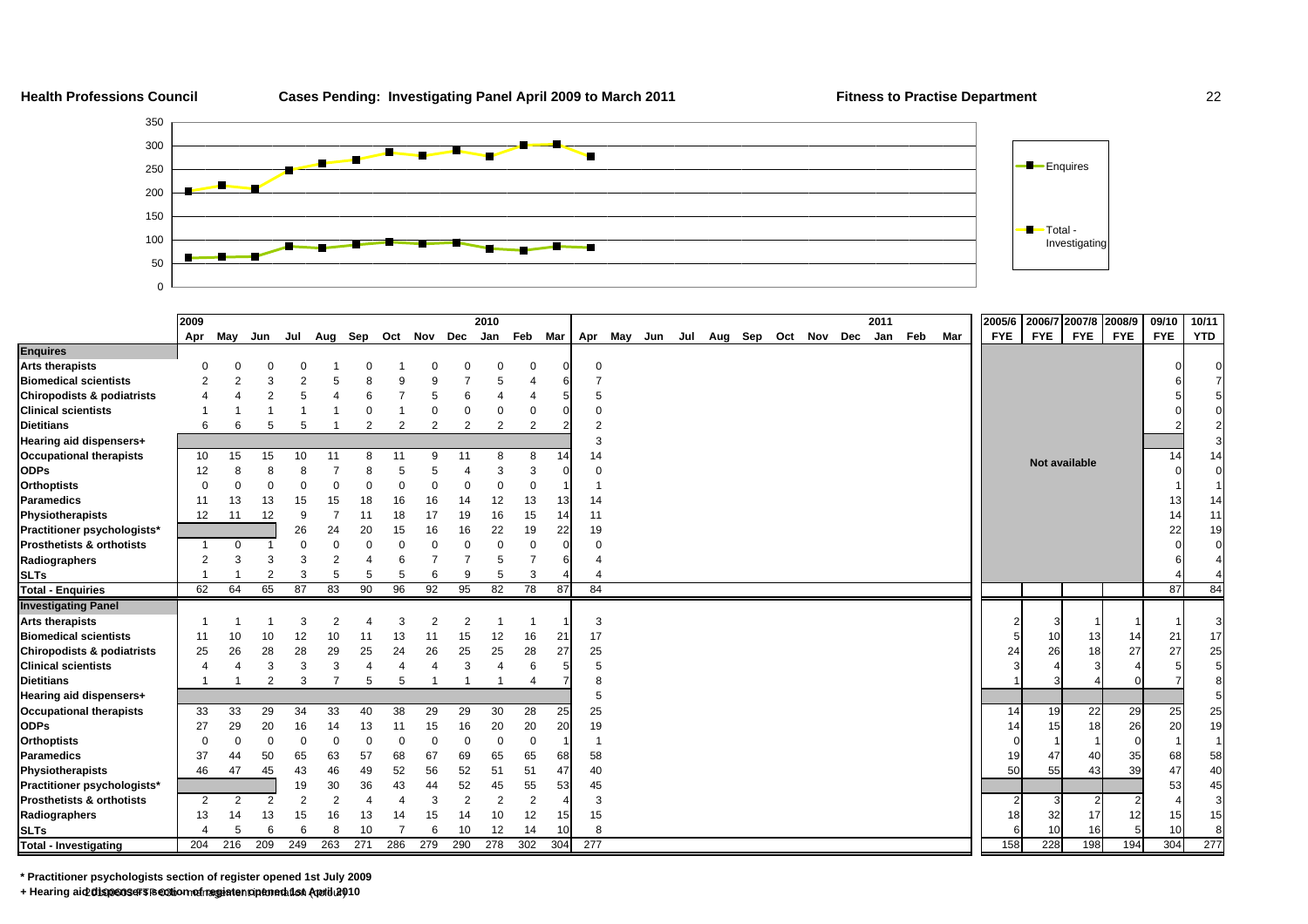**Health Professions Council** **Cases Pending: Investigating Panel April 2009 to March 2011** **Fitness to Practise Department**

| | 2009 | | | | | | | | | 2010 | | | | | | | | | | | | | 2011 | | | 2005/6 | 2006/7 | 2007/8 | 2008/9 | 09/10 | 10/11 |
|---|---|---|---|---|---|---|---|---|---|---|---|---|---|---|---|---|---|---|---|---|---|---|---|---|---|---|---|---|---|---|---|
| | Apr | May | Jun | Jul | Aug | Sep | Oct | Nov | Dec | Jan | Feb | Mar | Apr | May | Jun | Jul | Aug | Sep | Oct | Nov | Dec | Jan | Feb | Mar | FYE | FYE | FYE | FYE | FYE | YTD |
| **Enquires** | | | | | | | | | | | | | | | | | | | | | | | | | | | | | | |
| **Arts therapists** | 0 | 0 | 0 | 0 | 1 | 0 | 1 | 0 | 0 | 0 | 0 | 0 | 0 | | | | | | | | | | | | | | | | 0 | 0 |
| **Biomedical scientists** | 2 | 2 | 3 | 2 | 5 | 8 | 9 | 9 | 7 | 5 | 4 | 6 | 7 | | | | | | | | | | | | | | | | 6 | 7 |
| **Chiropodists & podiatrists** | 4 | 4 | 2 | 5 | 4 | 6 | 7 | 5 | 6 | 4 | 4 | 5 | 5 | | | | | | | | | | | | | | | | 5 | 5 |
| **Clinical scientists** | 1 | 1 | 1 | 1 | 1 | 0 | 1 | 0 | 0 | 0 | 0 | 0 | 0 | | | | | | | | | | | | | | | | 0 | 0 |
| **Dietitians** | 6 | 6 | 5 | 5 | 1 | 2 | 2 | 2 | 2 | 2 | 2 | 2 | 2 | | | | | | | | | | | | | | | | 2 | 2 |
| **Hearing aid dispensers+** | | | | | | | | | | | | | 3 | | | | | | | | | | | | | | | | | 3 |
| **Occupational therapists** | 10 | 15 | 15 | 10 | 11 | 8 | 11 | 9 | 11 | 8 | 8 | 14 | 14 | | | | | | | | | | | | | Not available | | | 14 | 14 |
| **ODPs** | 12 | 8 | 8 | 8 | 7 | 8 | 5 | 5 | 4 | 3 | 3 | 0 | 0 | | | | | | | | | | | | | | | | 0 | 0 |
| **Orthoptists** | 0 | 0 | 0 | 0 | 0 | 0 | 0 | 0 | 0 | 0 | 0 | 1 | 1 | | | | | | | | | | | | | | | | 1 | 1 |
| **Paramedics** | 11 | 13 | 13 | 15 | 15 | 18 | 16 | 16 | 14 | 12 | 13 | 13 | 14 | | | | | | | | | | | | | | | | 13 | 14 |
| **Physiotherapists** | 12 | 11 | 12 | 9 | 7 | 11 | 18 | 17 | 19 | 16 | 15 | 14 | 11 | | | | | | | | | | | | | | | | 14 | 11 |
| **Practitioner psychologists*** | | | | 26 | 24 | 20 | 15 | 16 | 16 | 22 | 19 | 22 | 19 | | | | | | | | | | | | | | | | 22 | 19 |
| **Prosthetists & orthotists** | 1 | 0 | 1 | 0 | 0 | 0 | 0 | 0 | 0 | 0 | 0 | 0 | 0 | | | | | | | | | | | | | | | | 0 | 0 |
| **Radiographers** | 2 | 3 | 3 | 3 | 2 | 4 | 6 | 7 | 7 | 5 | 7 | 6 | 4 | | | | | | | | | | | | | | | | 6 | 4 |
| **SLTs** | 1 | 1 | 2 | 3 | 5 | 5 | 5 | 6 | 9 | 5 | 3 | 4 | 4 | | | | | | | | | | | | | | | | 4 | 4 |
| **Total - Enquiries** | 62 | 64 | 65 | 87 | 83 | 90 | 96 | 92 | 95 | 82 | 78 | 87 | 84 | | | | | | | | | | | | | | | | 87 | 84 |
| **Investigating Panel** | | | | | | | | | | | | | | | | | | | | | | | | | | | | | | |
| **Arts therapists** | 1 | 1 | 1 | 3 | 2 | 4 | 3 | 2 | 2 | 1 | 1 | 1 | 3 | | | | | | | | | | | | 2 | 3 | 1 | 1 | 1 | 3 |
| **Biomedical scientists** | 11 | 10 | 10 | 12 | 10 | 11 | 13 | 11 | 15 | 12 | 16 | 21 | 17 | | | | | | | | | | | | 5 | 10 | 13 | 14 | 21 | 17 |
| **Chiropodists & podiatrists** | 25 | 26 | 28 | 28 | 29 | 25 | 24 | 26 | 25 | 25 | 28 | 27 | 25 | | | | | | | | | | | | 24 | 26 | 18 | 27 | 27 | 25 |
| **Clinical scientists** | 4 | 4 | 3 | 3 | 3 | 4 | 4 | 4 | 3 | 4 | 6 | 5 | 5 | | | | | | | | | | | | 3 | 4 | 3 | 4 | 5 | 5 |
| **Dietitians** | 1 | 1 | 2 | 3 | 7 | 5 | 5 | 1 | 1 | 1 | 4 | 7 | 8 | | | | | | | | | | | | 1 | 3 | 4 | 0 | 7 | 8 |
| **Hearing aid dispensers+** | | | | | | | | | | | | | 5 | | | | | | | | | | | | | | | | | 5 |
| **Occupational therapists** | 33 | 33 | 29 | 34 | 33 | 40 | 38 | 29 | 29 | 30 | 28 | 25 | 25 | | | | | | | | | | | | 14 | 19 | 22 | 29 | 25 | 25 |
| **ODPs** | 27 | 29 | 20 | 16 | 14 | 13 | 11 | 15 | 16 | 20 | 20 | 20 | 19 | | | | | | | | | | | | 14 | 15 | 18 | 26 | 20 | 19 |
| **Orthoptists** | 0 | 0 | 0 | 0 | 0 | 0 | 0 | 0 | 0 | 0 | 0 | 1 | 1 | | | | | | | | | | | | 0 | 1 | 1 | 0 | 1 | 1 |
| **Paramedics** | 37 | 44 | 50 | 65 | 63 | 57 | 68 | 67 | 69 | 65 | 65 | 68 | 58 | | | | | | | | | | | | 19 | 47 | 40 | 35 | 68 | 58 |
| **Physiotherapists** | 46 | 47 | 45 | 43 | 46 | 49 | 52 | 56 | 52 | 51 | 51 | 47 | 40 | | | | | | | | | | | | 50 | 55 | 43 | 39 | 47 | 40 |
| **Practitioner psychologists*** | | | | 19 | 30 | 36 | 43 | 44 | 52 | 45 | 55 | 53 | 45 | | | | | | | | | | | | | | | | 53 | 45 |
| **Prosthetists & orthotists** | 2 | 2 | 2 | 2 | 2 | 4 | 4 | 3 | 2 | 2 | 2 | 4 | 3 | | | | | | | | | | | | 2 | 3 | 2 | 2 | 4 | 3 |
| **Radiographers** | 13 | 14 | 13 | 15 | 16 | 13 | 14 | 15 | 14 | 10 | 12 | 15 | 15 | | | | | | | | | | | | 18 | 32 | 17 | 12 | 15 | 15 |
| **SLTs** | 4 | 5 | 6 | 6 | 8 | 10 | 7 | 6 | 10 | 12 | 14 | 10 | 8 | | | | | | | | | | | | 6 | 10 | 16 | 5 | 10 | 8 |
| **Total - Investigating** | 204 | 216 | 209 | 249 | 263 | 271 | 286 | 279 | 290 | 278 | 302 | 304 | 277 | | | | | | | | | | | | 158 | 228 | 198 | 194 | 304 | 277 |

**\* Practitioner psychologists section of register opened 1st July 2009**

**+ Hearing aid dispensers section of register opened 1st April 2010**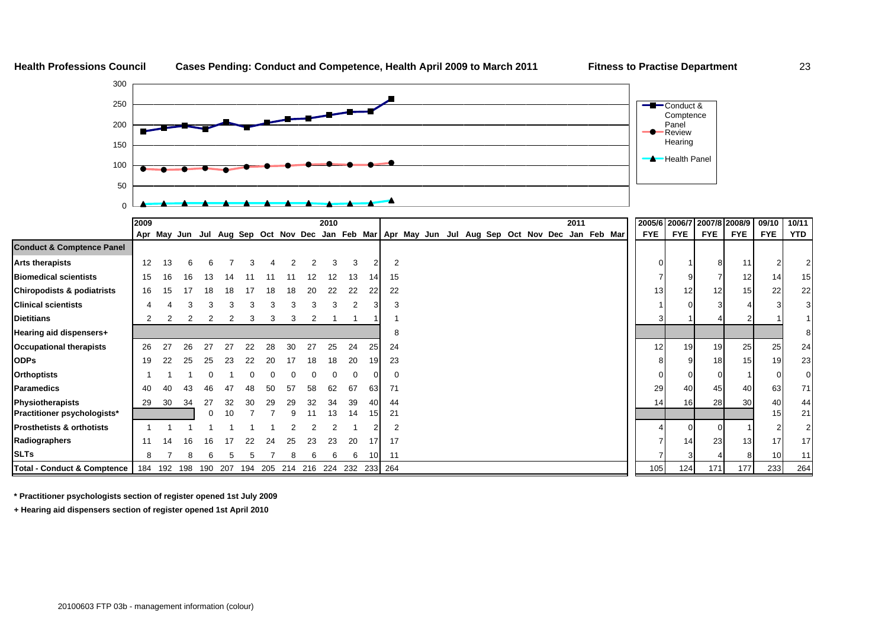**Health Professions Council** **Cases Pending: Conduct and Competence, Health April 2009 to March 2011** **Fitness to Practise Department**

Legend: Conduct & Comptence Panel; Review Hearing; Health Panel

| | 2009 Apr | May | Jun | Jul | Aug | Sep | Oct | Nov | Dec | 2010 Jan | Feb | Mar | Apr | May | Jun | Jul | Aug | Sep | Oct | Nov | Dec | 2011 Jan | Feb | Mar | 2005/6 FYE | 2006/7 FYE | 2007/8 FYE | 2008/9 FYE | 09/10 FYE | 10/11 YTD |
|---|---|---|---|---|---|---|---|---|---|---|---|---|---|---|---|---|---|---|---|---|---|---|---|---|---|---|---|---|---|---|
| **Conduct & Comptence Panel** | | | | | | | | | | | | | | | | | | | | | | | | | | | | | | |
| **Arts therapists** | 12 | 13 | 6 | 6 | 7 | 3 | 4 | 2 | 2 | 3 | 3 | 2 | 2 | | | | | | | | | | | | 0 | 1 | 8 | 11 | 2 | 2 |
| **Biomedical scientists** | 15 | 16 | 16 | 13 | 14 | 11 | 11 | 11 | 12 | 12 | 13 | 14 | 15 | | | | | | | | | | | | 7 | 9 | 7 | 12 | 14 | 15 |
| **Chiropodists & podiatrists** | 16 | 15 | 17 | 18 | 18 | 17 | 18 | 18 | 20 | 22 | 22 | 22 | 22 | | | | | | | | | | | | 13 | 12 | 12 | 15 | 22 | 22 |
| **Clinical scientists** | 4 | 4 | 3 | 3 | 3 | 3 | 3 | 3 | 3 | 3 | 2 | 3 | 3 | | | | | | | | | | | | 1 | 0 | 3 | 4 | 3 | 3 |
| **Dietitians** | 2 | 2 | 2 | 2 | 2 | 3 | 3 | 3 | 2 | 1 | 1 | 1 | 1 | | | | | | | | | | | | 3 | 1 | 4 | 2 | 1 | 1 |
| **Hearing aid dispensers+** | | | | | | | | | | | | | 8 | | | | | | | | | | | | | | | | | 8 |
| **Occupational therapists** | 26 | 27 | 26 | 27 | 27 | 22 | 28 | 30 | 27 | 25 | 24 | 25 | 24 | | | | | | | | | | | | 12 | 19 | 19 | 25 | 25 | 24 |
| **ODPs** | 19 | 22 | 25 | 25 | 23 | 22 | 20 | 17 | 18 | 18 | 20 | 19 | 23 | | | | | | | | | | | | 8 | 9 | 18 | 15 | 19 | 23 |
| **Orthoptists** | 1 | 1 | 1 | 0 | 1 | 0 | 0 | 0 | 0 | 0 | 0 | 0 | 0 | | | | | | | | | | | | 0 | 0 | 0 | 1 | 0 | 0 |
| **Paramedics** | 40 | 40 | 43 | 46 | 47 | 48 | 50 | 57 | 58 | 62 | 67 | 63 | 71 | | | | | | | | | | | | 29 | 40 | 45 | 40 | 63 | 71 |
| **Physiotherapists** | 29 | 30 | 34 | 27 | 32 | 30 | 29 | 29 | 32 | 34 | 39 | 40 | 44 | | | | | | | | | | | | 14 | 16 | 28 | 30 | 40 | 44 |
| **Practitioner psychologists*** | | | | 0 | 10 | 7 | 7 | 9 | 11 | 13 | 14 | 15 | 21 | | | | | | | | | | | | | | | | 15 | 21 |
| **Prosthetists & orthotists** | 1 | 1 | 1 | 1 | 1 | 1 | 1 | 2 | 2 | 2 | 1 | 2 | 2 | | | | | | | | | | | | 4 | 0 | 0 | 1 | 2 | 2 |
| **Radiographers** | 11 | 14 | 16 | 16 | 17 | 22 | 24 | 25 | 23 | 23 | 20 | 17 | 17 | | | | | | | | | | | | 7 | 14 | 23 | 13 | 17 | 17 |
| **SLTs** | 8 | 7 | 8 | 6 | 5 | 5 | 7 | 8 | 6 | 6 | 6 | 10 | 11 | | | | | | | | | | | | 7 | 3 | 4 | 8 | 10 | 11 |
| **Total - Conduct & Comptence** | 184 | 192 | 198 | 190 | 207 | 194 | 205 | 214 | 216 | 224 | 232 | 233 | 264 | | | | | | | | | | | | 105 | 124 | 171 | 177 | 233 | 264 |

**\* Practitioner psychologists section of register opened 1st July 2009**

**+ Hearing aid dispensers section of register opened 1st April 2010**

20100603 FTP 03b - management information (colour)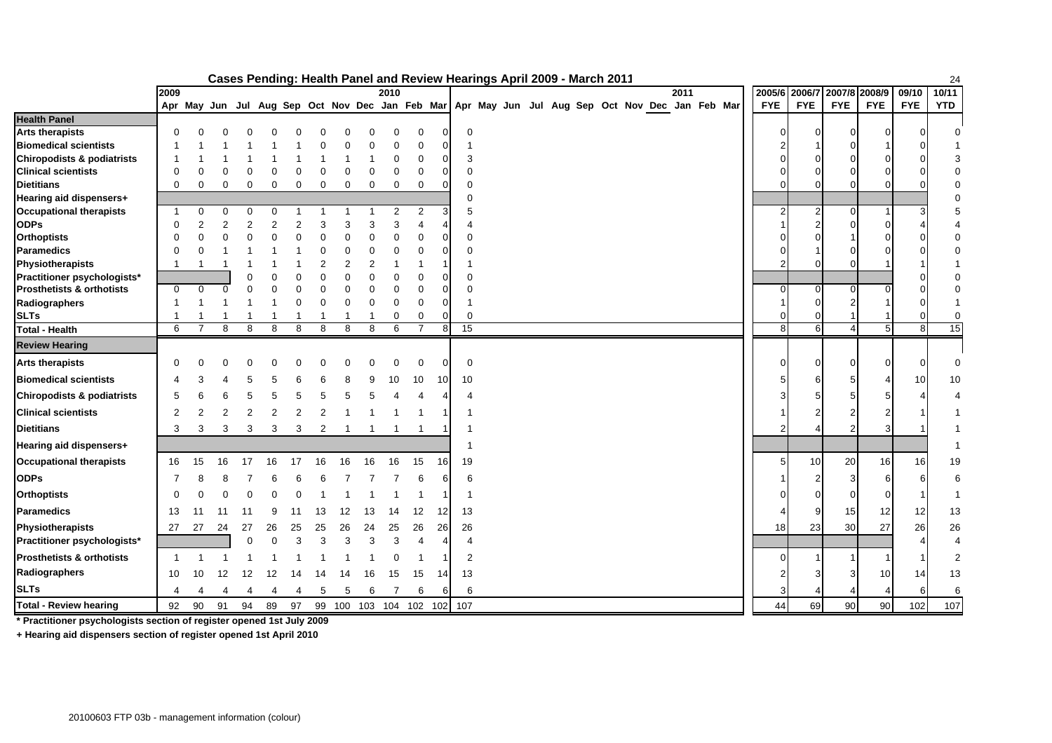## Cases Pending: Health Panel and Review Hearings April 2009 - March 2011

| | 2009 | | | | | | | | | 2010 | | | | | | | | | | | | | 2011 | | | 2005/6 | 2006/7 | 2007/8 | 2008/9 | 09/10 | 10/11 |
|---|---|---|---|---|---|---|---|---|---|---|---|---|---|---|---|---|---|---|---|---|---|---|---|---|---|---|---|---|---|---|---|
| | Apr | May | Jun | Jul | Aug | Sep | Oct | Nov | Dec | Jan | Feb | Mar | Apr | May | Jun | Jul | Aug | Sep | Oct | Nov | Dec | Jan | Feb | Mar | | FYE | FYE | FYE | FYE | FYE | YTD |
| **Health Panel** | | | | | | | | | | | | | | | | | | | | | | | | | | | | | | | |
| **Arts therapists** | 0 | 0 | 0 | 0 | 0 | 0 | 0 | 0 | 0 | 0 | 0 | 0 | 0 | | | | | | | | | | | | | 0 | 0 | 0 | 0 | 0 | 0 |
| **Biomedical scientists** | 1 | 1 | 1 | 1 | 1 | 1 | 0 | 0 | 0 | 0 | 0 | 0 | 1 | | | | | | | | | | | | | 2 | 1 | 0 | 1 | 0 | 1 |
| **Chiropodists & podiatrists** | 1 | 1 | 1 | 1 | 1 | 1 | 1 | 1 | 1 | 0 | 0 | 0 | 3 | | | | | | | | | | | | | 0 | 0 | 0 | 0 | 0 | 3 |
| **Clinical scientists** | 0 | 0 | 0 | 0 | 0 | 0 | 0 | 0 | 0 | 0 | 0 | 0 | 0 | | | | | | | | | | | | | 0 | 0 | 0 | 0 | 0 | 0 |
| **Dietitians** | 0 | 0 | 0 | 0 | 0 | 0 | 0 | 0 | 0 | 0 | 0 | 0 | 0 | | | | | | | | | | | | | 0 | 0 | 0 | 0 | 0 | 0 |
| **Hearing aid dispensers+** | | | | | | | | | | | | | 0 | | | | | | | | | | | | | | | | | | 0 |
| **Occupational therapists** | 1 | 0 | 0 | 0 | 0 | 1 | 1 | 1 | 1 | 2 | 2 | 3 | 5 | | | | | | | | | | | | | 2 | 2 | 0 | 1 | 3 | 5 |
| **ODPs** | 0 | 2 | 2 | 2 | 2 | 2 | 3 | 3 | 3 | 3 | 4 | 4 | 4 | | | | | | | | | | | | | 1 | 2 | 0 | 0 | 4 | 4 |
| **Orthoptists** | 0 | 0 | 0 | 0 | 0 | 0 | 0 | 0 | 0 | 0 | 0 | 0 | 0 | | | | | | | | | | | | | 0 | 0 | 1 | 0 | 0 | 0 |
| **Paramedics** | 0 | 0 | 1 | 1 | 1 | 1 | 0 | 0 | 0 | 0 | 0 | 0 | 0 | | | | | | | | | | | | | 0 | 1 | 0 | 0 | 0 | 0 |
| **Physiotherapists** | 1 | 1 | 1 | 1 | 1 | 1 | 2 | 2 | 2 | 1 | 1 | 1 | 1 | | | | | | | | | | | | | 2 | 0 | 0 | 1 | 1 | 1 |
| **Practitioner psychologists*** | | | | 0 | 0 | 0 | 0 | 0 | 0 | 0 | 0 | 0 | 0 | | | | | | | | | | | | | | | | | 0 | 0 |
| **Prosthetists & orthotists** | 0 | 0 | 0 | 0 | 0 | 0 | 0 | 0 | 0 | 0 | 0 | 0 | 0 | | | | | | | | | | | | | 0 | 0 | 0 | 0 | 0 | 0 |
| **Radiographers** | 1 | 1 | 1 | 1 | 1 | 0 | 0 | 0 | 0 | 0 | 0 | 0 | 1 | | | | | | | | | | | | | 1 | 0 | 2 | 1 | 0 | 1 |
| **SLTs** | 1 | 1 | 1 | 1 | 1 | 1 | 1 | 1 | 1 | 0 | 0 | 0 | 0 | | | | | | | | | | | | | 0 | 0 | 1 | 1 | 0 | 0 |
| **Total - Health** | 6 | 7 | 8 | 8 | 8 | 8 | 8 | 8 | 8 | 6 | 7 | 8 | 15 | | | | | | | | | | | | | 8 | 6 | 4 | 5 | 8 | 15 |
| **Review Hearing** | | | | | | | | | | | | | | | | | | | | | | | | | | | | | | | |
| **Arts therapists** | 0 | 0 | 0 | 0 | 0 | 0 | 0 | 0 | 0 | 0 | 0 | 0 | 0 | | | | | | | | | | | | | 0 | 0 | 0 | 0 | 0 | 0 |
| **Biomedical scientists** | 4 | 3 | 4 | 5 | 5 | 6 | 6 | 8 | 9 | 10 | 10 | 10 | 10 | | | | | | | | | | | | | 5 | 6 | 5 | 4 | 10 | 10 |
| **Chiropodists & podiatrists** | 5 | 6 | 6 | 5 | 5 | 5 | 5 | 5 | 5 | 4 | 4 | 4 | 4 | | | | | | | | | | | | | 3 | 5 | 5 | 5 | 4 | 4 |
| **Clinical scientists** | 2 | 2 | 2 | 2 | 2 | 2 | 2 | 1 | 1 | 1 | 1 | 1 | 1 | | | | | | | | | | | | | 1 | 2 | 2 | 2 | 1 | 1 |
| **Dietitians** | 3 | 3 | 3 | 3 | 3 | 3 | 2 | 1 | 1 | 1 | 1 | 1 | 1 | | | | | | | | | | | | | 2 | 4 | 2 | 3 | 1 | 1 |
| **Hearing aid dispensers+** | | | | | | | | | | | | | 1 | | | | | | | | | | | | | | | | | | 1 |
| **Occupational therapists** | 16 | 15 | 16 | 17 | 16 | 17 | 16 | 16 | 16 | 16 | 15 | 16 | 19 | | | | | | | | | | | | | 5 | 10 | 20 | 16 | 16 | 19 |
| **ODPs** | 7 | 8 | 8 | 7 | 6 | 6 | 6 | 7 | 7 | 7 | 6 | 6 | 6 | | | | | | | | | | | | | 1 | 2 | 3 | 6 | 6 | 6 |
| **Orthoptists** | 0 | 0 | 0 | 0 | 0 | 0 | 1 | 1 | 1 | 1 | 1 | 1 | 1 | | | | | | | | | | | | | 0 | 0 | 0 | 0 | 1 | 1 |
| **Paramedics** | 13 | 11 | 11 | 11 | 9 | 11 | 13 | 12 | 13 | 14 | 12 | 12 | 13 | | | | | | | | | | | | | 4 | 9 | 15 | 12 | 12 | 13 |
| **Physiotherapists** | 27 | 27 | 24 | 27 | 26 | 25 | 25 | 26 | 24 | 25 | 26 | 26 | 26 | | | | | | | | | | | | | 18 | 23 | 30 | 27 | 26 | 26 |
| **Practitioner psychologists*** | | | | 0 | 0 | 3 | 3 | 3 | 3 | 3 | 4 | 4 | 4 | | | | | | | | | | | | | | | | | 4 | 4 |
| **Prosthetists & orthotists** | 1 | 1 | 1 | 1 | 1 | 1 | 1 | 1 | 1 | 0 | 1 | 1 | 2 | | | | | | | | | | | | | 0 | 1 | 1 | 1 | 1 | 2 |
| **Radiographers** | 10 | 10 | 12 | 12 | 12 | 14 | 14 | 14 | 16 | 15 | 15 | 14 | 13 | | | | | | | | | | | | | 2 | 3 | 3 | 10 | 14 | 13 |
| **SLTs** | 4 | 4 | 4 | 4 | 4 | 4 | 4 | 5 | 5 | 6 | 7 | 6 | 6 | | | | | | | | | | | | | 3 | 4 | 4 | 4 | 6 | 6 |
| **Total - Review hearing** | 92 | 90 | 91 | 94 | 89 | 97 | 99 | 100 | 103 | 104 | 102 | 102 | 107 | | | | | | | | | | | | | 44 | 69 | 90 | 90 | 102 | 107 |

**\* Practitioner psychologists section of register opened 1st July 2009**

**+ Hearing aid dispensers section of register opened 1st April 2010**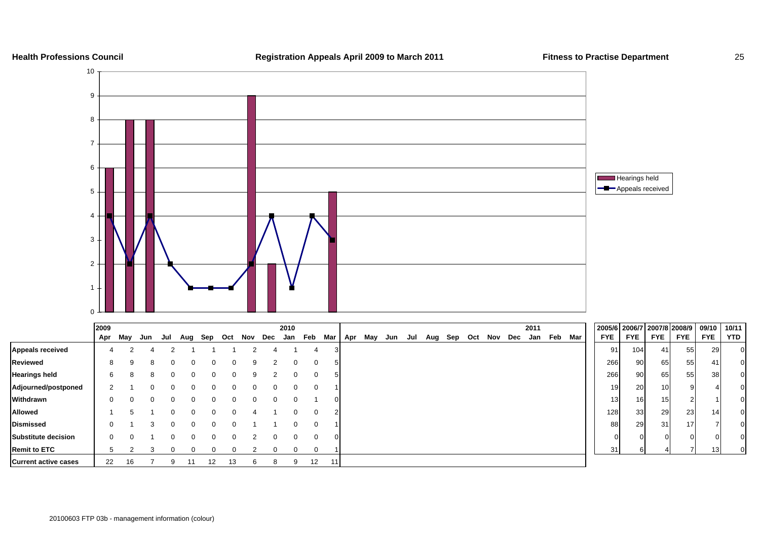**Health Professions Council** **Registration Appeals April 2009 to March 2011** **Fitness to Practise Department**

| | 2009 Apr | May | Jun | Jul | Aug | Sep | Oct | Nov | Dec | 2010 Jan | Feb | Mar | Apr | May | Jun | Jul | Aug | Sep | Oct | Nov | Dec | 2011 Jan | Feb | Mar |
|---|---|---|---|---|---|---|---|---|---|---|---|---|---|---|---|---|---|---|---|---|---|---|---|---|
| **Appeals received** | 4 | 2 | 4 | 2 | 1 | 1 | 1 | 2 | 4 | 1 | 4 | 3 | | | | | | | | | | | | |
| **Reviewed** | 8 | 9 | 8 | 0 | 0 | 0 | 0 | 9 | 2 | 0 | 0 | 5 | | | | | | | | | | | | |
| **Hearings held** | 6 | 8 | 8 | 0 | 0 | 0 | 0 | 9 | 2 | 0 | 0 | 5 | | | | | | | | | | | | |
| **Adjourned/postponed** | 2 | 1 | 0 | 0 | 0 | 0 | 0 | 0 | 0 | 0 | 0 | 1 | | | | | | | | | | | | |
| **Withdrawn** | 0 | 0 | 0 | 0 | 0 | 0 | 0 | 0 | 0 | 0 | 1 | 0 | | | | | | | | | | | | |
| **Allowed** | 1 | 5 | 1 | 0 | 0 | 0 | 0 | 4 | 1 | 0 | 0 | 2 | | | | | | | | | | | | |
| **Dismissed** | 0 | 1 | 3 | 0 | 0 | 0 | 0 | 1 | 1 | 0 | 0 | 1 | | | | | | | | | | | | |
| **Substitute decision** | 0 | 0 | 1 | 0 | 0 | 0 | 0 | 2 | 0 | 0 | 0 | 0 | | | | | | | | | | | | |
| **Remit to ETC** | 5 | 2 | 3 | 0 | 0 | 0 | 0 | 2 | 0 | 0 | 0 | 1 | | | | | | | | | | | | |
| **Current active cases** | 22 | 16 | 7 | 9 | 11 | 12 | 13 | 6 | 8 | 9 | 12 | 11 | | | | | | | | | | | | |

| | 2005/6 FYE | 2006/7 FYE | 2007/8 FYE | 2008/9 FYE | 09/10 FYE | 10/11 YTD |
|---|---|---|---|---|---|---|
| **Appeals received** | 91 | 104 | 41 | 55 | 29 | 0 |
| **Reviewed** | 266 | 90 | 65 | 55 | 41 | 0 |
| **Hearings held** | 266 | 90 | 65 | 55 | 38 | 0 |
| **Adjourned/postponed** | 19 | 20 | 10 | 9 | 4 | 0 |
| **Withdrawn** | 13 | 16 | 15 | 2 | 1 | 0 |
| **Allowed** | 128 | 33 | 29 | 23 | 14 | 0 |
| **Dismissed** | 88 | 29 | 31 | 17 | 7 | 0 |
| **Substitute decision** | 0 | 0 | 0 | 0 | 0 | 0 |
| **Remit to ETC** | 31 | 6 | 4 | 7 | 13 | 0 |

20100603 FTP 03b - management information (colour)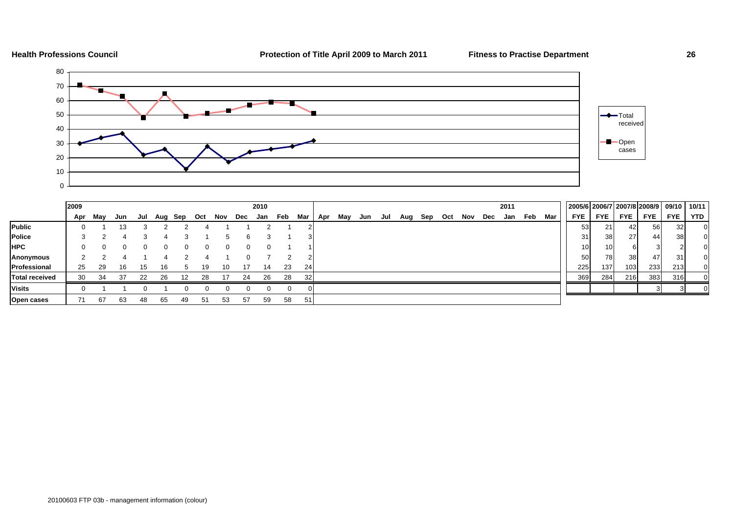**Health Professions Council** **Protection of Title April 2009 to March 2011** **Fitness to Practise Department**

| | 2009 | | | | | | | | | 2010 | | | | | | | | | | | | | 2011 | | | | 2005/6 | 2006/7 | 2007/8 | 2008/9 | 09/10 | 10/11 |
|---|---|---|---|---|---|---|---|---|---|---|---|---|---|---|---|---|---|---|---|---|---|---|---|---|---|---|---|---|---|---|---|---|
| | Apr | May | Jun | Jul | Aug | Sep | Oct | Nov | Dec | Jan | Feb | Mar | Apr | May | Jun | Jul | Aug | Sep | Oct | Nov | Dec | Jan | Feb | Mar | FYE | FYE | FYE | FYE | FYE | YTD |
| **Public** | 0 | 1 | 13 | 3 | 2 | 2 | 4 | 1 | 1 | 2 | 1 | 2 | | | | | | | | | | | | | 53 | 21 | 42 | 56 | 32 | 0 |
| **Police** | 3 | 2 | 4 | 3 | 4 | 3 | 1 | 5 | 6 | 3 | 1 | 3 | | | | | | | | | | | | | 31 | 38 | 27 | 44 | 38 | 0 |
| **HPC** | 0 | 0 | 0 | 0 | 0 | 0 | 0 | 0 | 0 | 0 | 1 | 1 | | | | | | | | | | | | | 10 | 10 | 6 | 3 | 2 | 0 |
| **Anonymous** | 2 | 2 | 4 | 1 | 4 | 2 | 4 | 1 | 0 | 7 | 2 | 2 | | | | | | | | | | | | | 50 | 78 | 38 | 47 | 31 | 0 |
| **Professional** | 25 | 29 | 16 | 15 | 16 | 5 | 19 | 10 | 17 | 14 | 23 | 24 | | | | | | | | | | | | | 225 | 137 | 103 | 233 | 213 | 0 |
| **Total received** | 30 | 34 | 37 | 22 | 26 | 12 | 28 | 17 | 24 | 26 | 28 | 32 | | | | | | | | | | | | | 369 | 284 | 216 | 383 | 316 | 0 |
| **Visits** | 0 | 1 | 1 | 0 | 1 | 0 | 0 | 0 | 0 | 0 | 0 | 0 | | | | | | | | | | | | | | | | 3 | 3 | 0 |
| **Open cases** | 71 | 67 | 63 | 48 | 65 | 49 | 51 | 53 | 57 | 59 | 58 | 51 | | | | | | | | | | | | | | | | | | |

20100603 FTP 03b - management information (colour)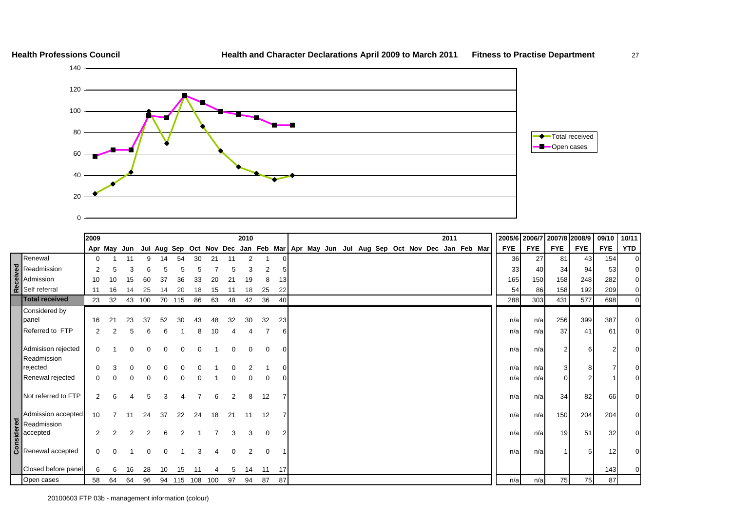**Health Professions Council** **Health and Character Declarations April 2009 to March 2011** **Fitness to Practise Department**

140
120
100
80
60
40
20
0

Total received
Open cases

| | | 2009 | | | | | | | | | 2010 | | | | | | | | | | | | | 2011 | | | 2005/6 | 2006/7 | 2007/8 | 2008/9 | 09/10 | 10/11 |
|---|---|---|---|---|---|---|---|---|---|---|---|---|---|---|---|---|---|---|---|---|---|---|---|---|---|---|---|---|---|---|---|---|
| | | Apr | May | Jun | Jul | Aug | Sep | Oct | Nov | Dec | Jan | Feb | Mar | Apr | May | Jun | Jul | Aug | Sep | Oct | Nov | Dec | Jan | Feb | Mar | | FYE | FYE | FYE | FYE | FYE | YTD |
| Received | Renewal | 0 | 1 | 11 | 9 | 14 | 54 | 30 | 21 | 11 | 2 | 1 | 0 | | | | | | | | | | | | | | 36 | 27 | 81 | 43 | 154 | 0 |
| | Readmission | 2 | 5 | 3 | 6 | 5 | 5 | 5 | 7 | 5 | 3 | 2 | 5 | | | | | | | | | | | | | | 33 | 40 | 34 | 94 | 53 | 0 |
| | Admission | 10 | 10 | 15 | 60 | 37 | 36 | 33 | 20 | 21 | 19 | 8 | 13 | | | | | | | | | | | | | | 165 | 150 | 158 | 248 | 282 | 0 |
| | Self referral | 11 | 16 | 14 | 25 | 14 | 20 | 18 | 15 | 11 | 18 | 25 | 22 | | | | | | | | | | | | | | 54 | 86 | 158 | 192 | 209 | 0 |
| | **Total received** | 23 | 32 | 43 | 100 | 70 | 115 | 86 | 63 | 48 | 42 | 36 | 40 | | | | | | | | | | | | | | 288 | 303 | 431 | 577 | 698 | 0 |
| Considered | Considered by panel | 16 | 21 | 23 | 37 | 52 | 30 | 43 | 48 | 32 | 30 | 32 | 23 | | | | | | | | | | | | | | n/a | n/a | 256 | 399 | 387 | 0 |
| | Referred to FTP | 2 | 2 | 5 | 6 | 6 | 1 | 8 | 10 | 4 | 4 | 7 | 6 | | | | | | | | | | | | | | n/a | n/a | 37 | 41 | 61 | 0 |
| | Admisison rejected | 0 | 1 | 0 | 0 | 0 | 0 | 0 | 1 | 0 | 0 | 0 | 0 | | | | | | | | | | | | | | n/a | n/a | 2 | 6 | 2 | 0 |
| | Readmission rejected | 0 | 3 | 0 | 0 | 0 | 0 | 0 | 1 | 0 | 2 | 1 | 0 | | | | | | | | | | | | | | n/a | n/a | 3 | 8 | 7 | 0 |
| | Renewal rejected | 0 | 0 | 0 | 0 | 0 | 0 | 0 | 1 | 0 | 0 | 0 | 0 | | | | | | | | | | | | | | n/a | n/a | 0 | 2 | 1 | 0 |
| | Not referred to FTP | 2 | 6 | 4 | 5 | 3 | 4 | 7 | 6 | 2 | 8 | 12 | 7 | | | | | | | | | | | | | | n/a | n/a | 34 | 82 | 66 | 0 |
| | Admission accepted | 10 | 7 | 11 | 24 | 37 | 22 | 24 | 18 | 21 | 11 | 12 | 7 | | | | | | | | | | | | | | n/a | n/a | 150 | 204 | 204 | 0 |
| | Readmission accepted | 2 | 2 | 2 | 2 | 6 | 2 | 1 | 7 | 3 | 3 | 0 | 2 | | | | | | | | | | | | | | n/a | n/a | 19 | 51 | 32 | 0 |
| | Renewal accepted | 0 | 0 | 1 | 0 | 0 | 1 | 3 | 4 | 0 | 2 | 0 | 1 | | | | | | | | | | | | | | n/a | n/a | 1 | 5 | 12 | 0 |
| | Closed before panel | 6 | 6 | 16 | 28 | 10 | 15 | 11 | 4 | 5 | 14 | 11 | 17 | | | | | | | | | | | | | | | | | | 143 | 0 |
| | Open cases | 58 | 64 | 64 | 96 | 94 | 115 | 108 | 100 | 97 | 94 | 87 | 87 | | | | | | | | | | | | | | n/a | n/a | 75 | 75 | 87 | |

20100603 FTP 03b - management information (colour)